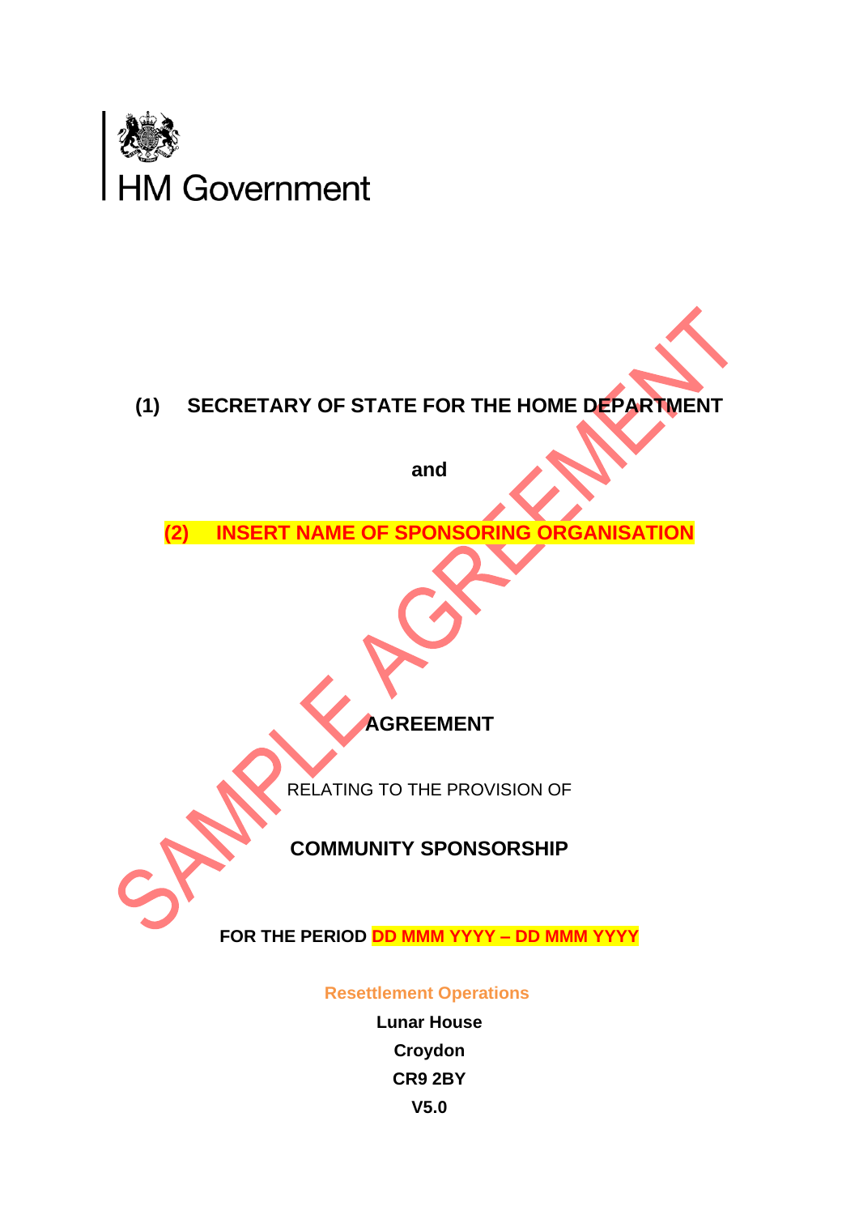HM Government

**(1) SECRETARY OF STATE FOR THE HOME DEPARTMENT**

**and**

**(2) INSERT NAME OF SPONSORING ORGANISATION**

SAMPLE AGREEMENT

# AGREEMENT

RELATING TO THE PROVISION OF

**COMMUNITY SPONSORSHIP**

**FOR THE PERIOD DD MMM YYYY – DD MMM YYYY**

**Resettlement Operations**

**Lunar House**

**Croydon**

**CR9 2BY**

**V5.0**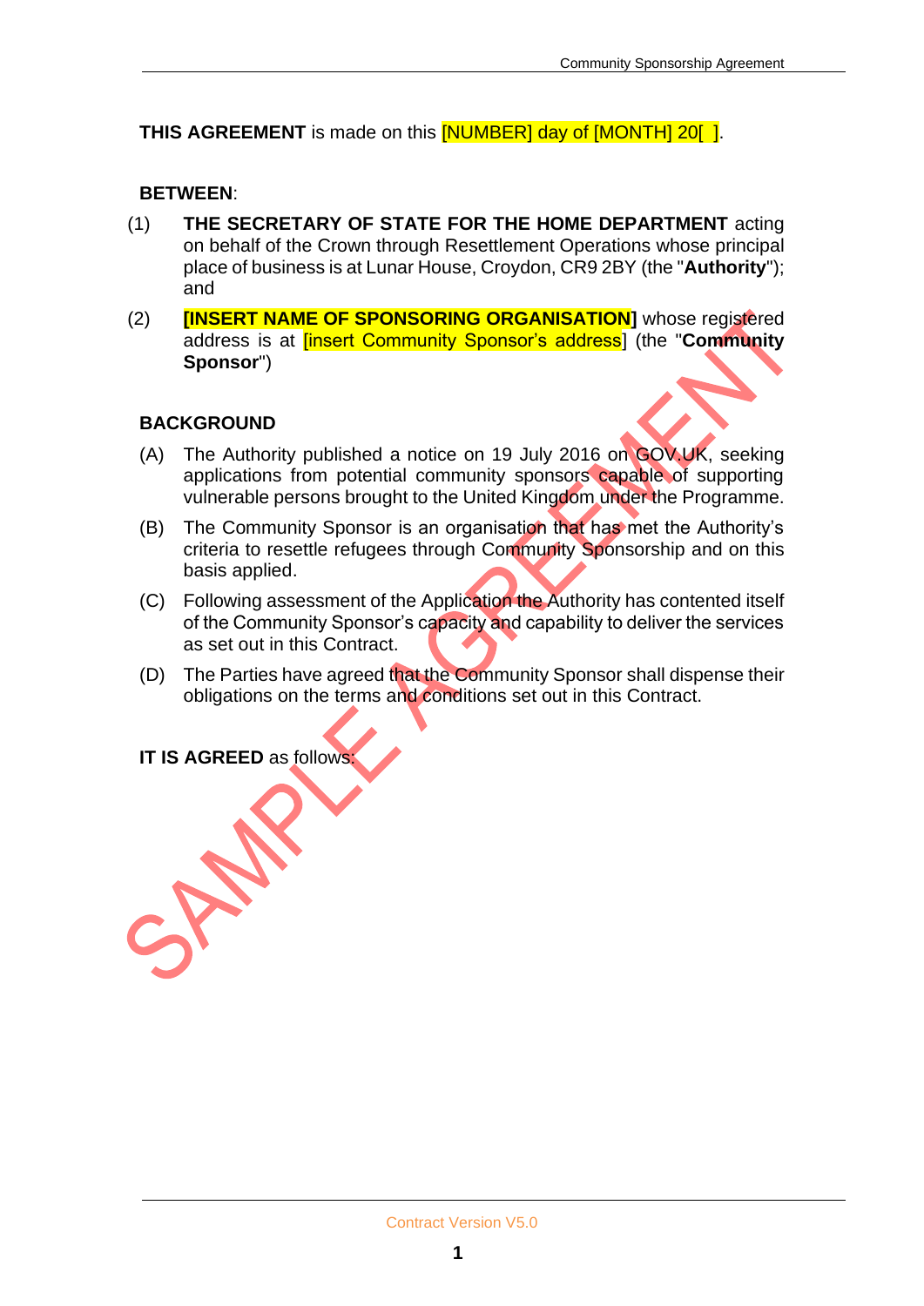**THIS AGREEMENT** is made on this [NUMBER] day of [MONTH] 20[ ].

**BETWEEN**:

(1) **THE SECRETARY OF STATE FOR THE HOME DEPARTMENT** acting on behalf of the Crown through Resettlement Operations whose principal place of business is at Lunar House, Croydon, CR9 2BY (the "**Authority**"); and

(2) **[INSERT NAME OF SPONSORING ORGANISATION]** whose registered address is at [insert Community Sponsor's address] (the "**Community Sponsor**")

**BACKGROUND**

(A) The Authority published a notice on 19 July 2016 on GOV.UK, seeking applications from potential community sponsors capable of supporting vulnerable persons brought to the United Kingdom under the Programme.

(B) The Community Sponsor is an organisation that has met the Authority's criteria to resettle refugees through Community Sponsorship and on this basis applied.

(C) Following assessment of the Application the Authority has contented itself of the Community Sponsor's capacity and capability to deliver the services as set out in this Contract.

(D) The Parties have agreed that the Community Sponsor shall dispense their obligations on the terms and conditions set out in this Contract.

**IT IS AGREED** as follows:

SAMPLE AGREEMENT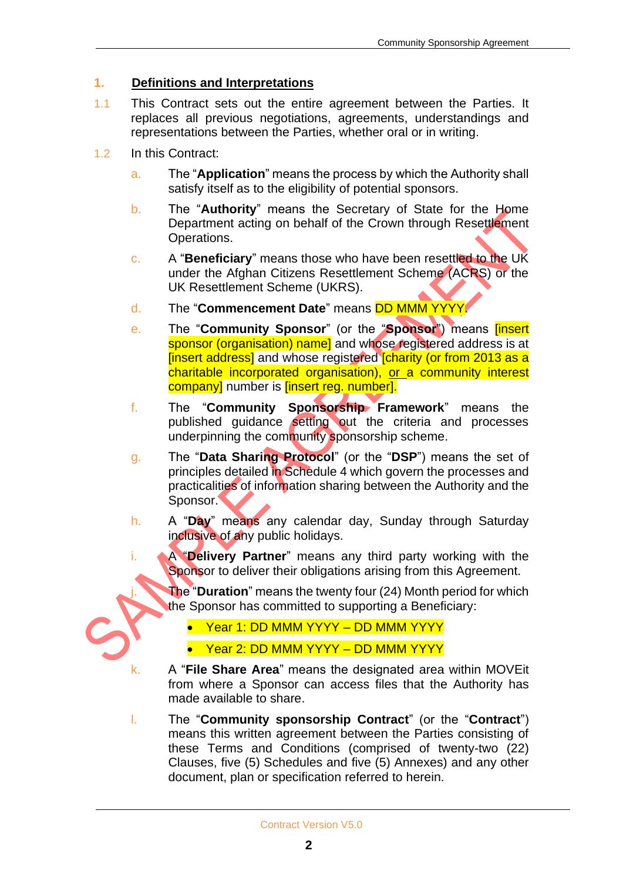## 1. Definitions and Interpretations

1.1 This Contract sets out the entire agreement between the Parties. It replaces all previous negotiations, agreements, understandings and representations between the Parties, whether oral or in writing.

1.2 In this Contract:

a. The "**Application**" means the process by which the Authority shall satisfy itself as to the eligibility of potential sponsors.

b. The "**Authority**" means the Secretary of State for the Home Department acting on behalf of the Crown through Resettlement Operations.

c. A "**Beneficiary**" means those who have been resettled to the UK under the Afghan Citizens Resettlement Scheme (ACRS) or the UK Resettlement Scheme (UKRS).

d. The "**Commencement Date**" means DD MMM YYYY.

e. The "**Community Sponsor**" (or the "**Sponsor**") means [insert sponsor (organisation) name] and whose registered address is at [insert address] and whose registered [charity (or from 2013 as a charitable incorporated organisation), or a community interest company] number is [insert reg. number].

f. The "**Community Sponsorship Framework**" means the published guidance setting out the criteria and processes underpinning the community sponsorship scheme.

g. The "**Data Sharing Protocol**" (or the "**DSP**") means the set of principles detailed in Schedule 4 which govern the processes and practicalities of information sharing between the Authority and the Sponsor.

h. A "**Day**" means any calendar day, Sunday through Saturday inclusive of any public holidays.

i. A "**Delivery Partner**" means any third party working with the Sponsor to deliver their obligations arising from this Agreement.

j. The "**Duration**" means the twenty four (24) Month period for which the Sponsor has committed to supporting a Beneficiary:

- Year 1: DD MMM YYYY – DD MMM YYYY
- Year 2: DD MMM YYYY – DD MMM YYYY

k. A "**File Share Area**" means the designated area within MOVEit from where a Sponsor can access files that the Authority has made available to share.

l. The "**Community sponsorship Contract**" (or the "**Contract**") means this written agreement between the Parties consisting of these Terms and Conditions (comprised of twenty-two (22) Clauses, five (5) Schedules and five (5) Annexes) and any other document, plan or specification referred to herein.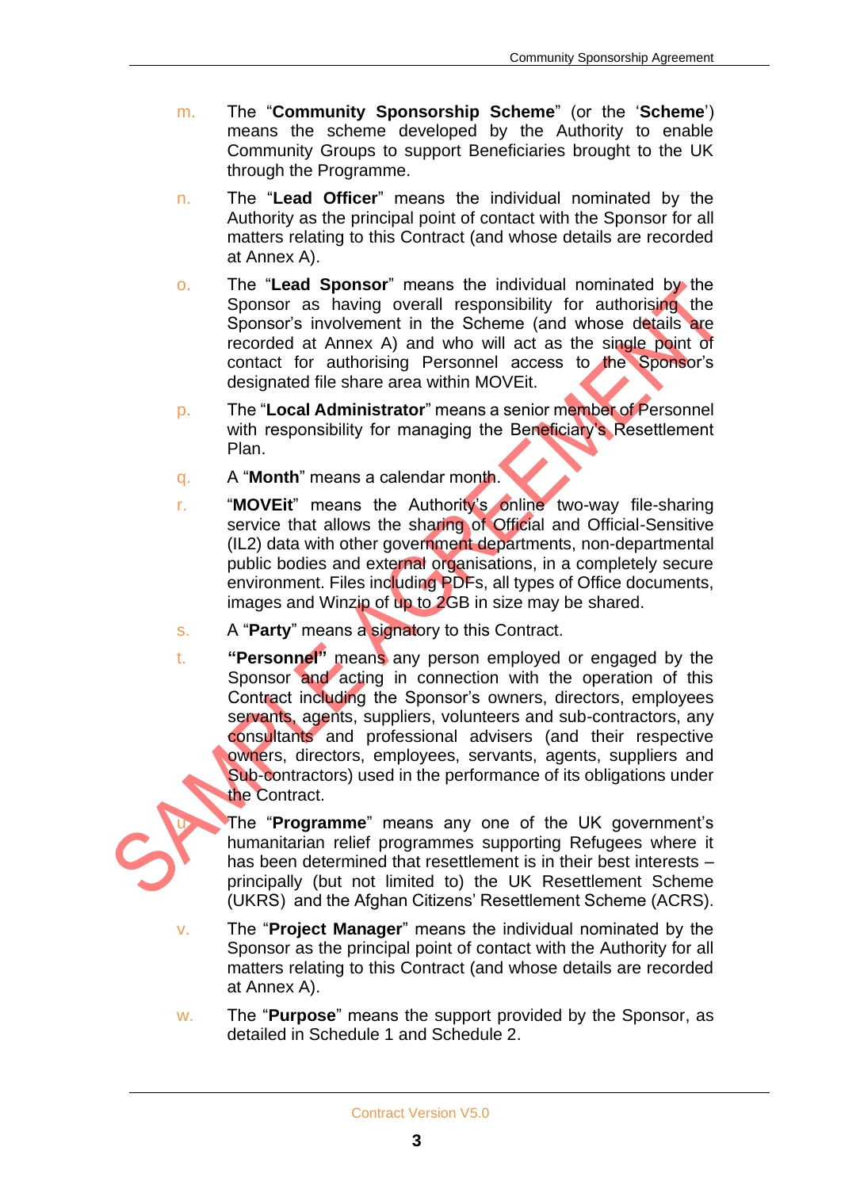m. The "**Community Sponsorship Scheme**" (or the '**Scheme**') means the scheme developed by the Authority to enable Community Groups to support Beneficiaries brought to the UK through the Programme.

n. The "**Lead Officer**" means the individual nominated by the Authority as the principal point of contact with the Sponsor for all matters relating to this Contract (and whose details are recorded at Annex A).

o. The "**Lead Sponsor**" means the individual nominated by the Sponsor as having overall responsibility for authorising the Sponsor's involvement in the Scheme (and whose details are recorded at Annex A) and who will act as the single point of contact for authorising Personnel access to the Sponsor's designated file share area within MOVEit.

p. The "**Local Administrator**" means a senior member of Personnel with responsibility for managing the Beneficiary's Resettlement Plan.

q. A "**Month**" means a calendar month.

r. "**MOVEit**" means the Authority's online two-way file-sharing service that allows the sharing of Official and Official-Sensitive (IL2) data with other government departments, non-departmental public bodies and external organisations, in a completely secure environment. Files including PDFs, all types of Office documents, images and Winzip of up to 2GB in size may be shared.

s. A "**Party**" means a signatory to this Contract.

t. **"Personnel"** means any person employed or engaged by the Sponsor and acting in connection with the operation of this Contract including the Sponsor's owners, directors, employees servants, agents, suppliers, volunteers and sub-contractors, any consultants and professional advisers (and their respective owners, directors, employees, servants, agents, suppliers and Sub-contractors) used in the performance of its obligations under the Contract.

u. The "**Programme**" means any one of the UK government's humanitarian relief programmes supporting Refugees where it has been determined that resettlement is in their best interests – principally (but not limited to) the UK Resettlement Scheme (UKRS) and the Afghan Citizens' Resettlement Scheme (ACRS).

v. The "**Project Manager**" means the individual nominated by the Sponsor as the principal point of contact with the Authority for all matters relating to this Contract (and whose details are recorded at Annex A).

w. The "**Purpose**" means the support provided by the Sponsor, as detailed in Schedule 1 and Schedule 2.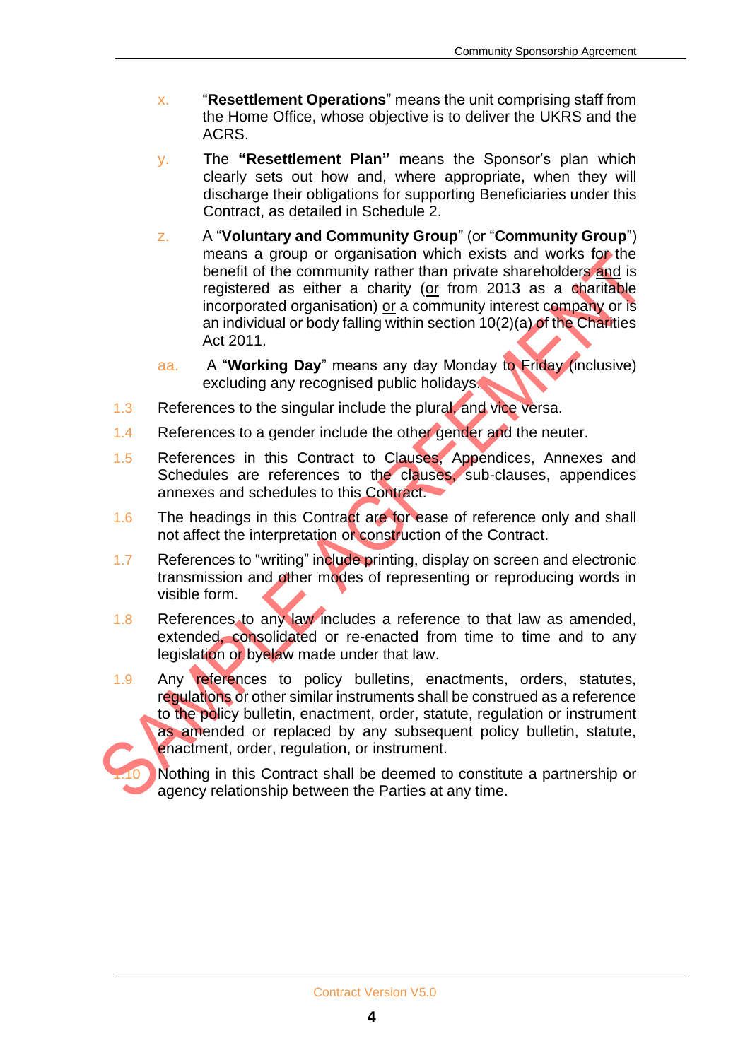x. “**Resettlement Operations**” means the unit comprising staff from the Home Office, whose objective is to deliver the UKRS and the ACRS.

y. The **“Resettlement Plan”** means the Sponsor’s plan which clearly sets out how and, where appropriate, when they will discharge their obligations for supporting Beneficiaries under this Contract, as detailed in Schedule 2.

z. A “**Voluntary and Community Group**” (or “**Community Group**”) means a group or organisation which exists and works for the benefit of the community rather than private shareholders <u>and</u> is registered as either a charity (<u>or</u> from 2013 as a charitable incorporated organisation) <u>or</u> a community interest company or is an individual or body falling within section 10(2)(a) of the Charities Act 2011.

aa. A “**Working Day**” means any day Monday to Friday (inclusive) excluding any recognised public holidays.

1.3 References to the singular include the plural, and vice versa.

1.4 References to a gender include the other gender and the neuter.

1.5 References in this Contract to Clauses, Appendices, Annexes and Schedules are references to the clauses, sub-clauses, appendices annexes and schedules to this Contract.

1.6 The headings in this Contract are for ease of reference only and shall not affect the interpretation or construction of the Contract.

1.7 References to “writing” include printing, display on screen and electronic transmission and other modes of representing or reproducing words in visible form.

1.8 References to any law includes a reference to that law as amended, extended, consolidated or re-enacted from time to time and to any legislation or byelaw made under that law.

1.9 Any references to policy bulletins, enactments, orders, statutes, regulations or other similar instruments shall be construed as a reference to the policy bulletin, enactment, order, statute, regulation or instrument as amended or replaced by any subsequent policy bulletin, statute, enactment, order, regulation, or instrument.

1.10 Nothing in this Contract shall be deemed to constitute a partnership or agency relationship between the Parties at any time.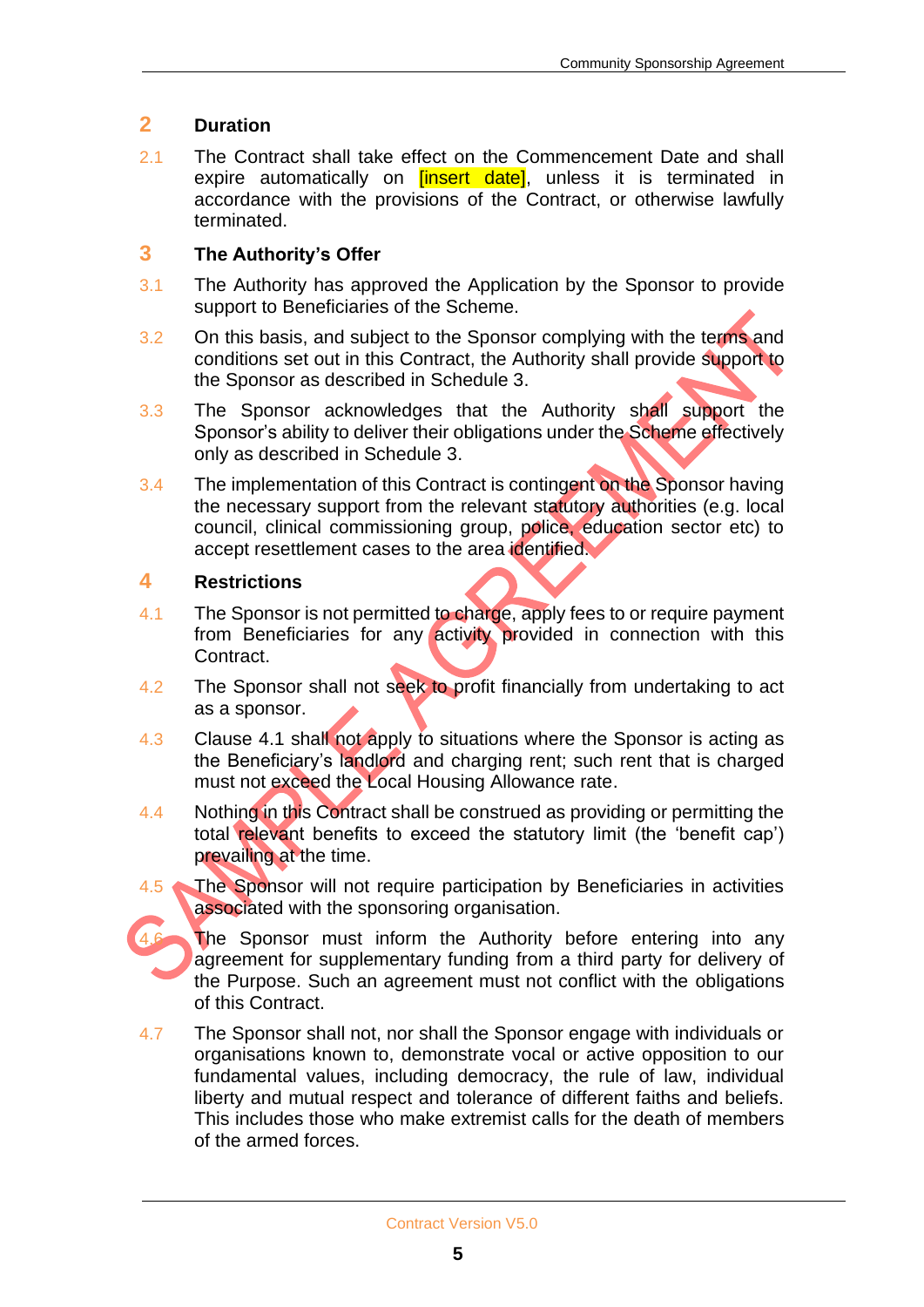## 2 Duration

2.1 The Contract shall take effect on the Commencement Date and shall expire automatically on [insert date], unless it is terminated in accordance with the provisions of the Contract, or otherwise lawfully terminated.

## 3 The Authority's Offer

3.1 The Authority has approved the Application by the Sponsor to provide support to Beneficiaries of the Scheme.

3.2 On this basis, and subject to the Sponsor complying with the terms and conditions set out in this Contract, the Authority shall provide support to the Sponsor as described in Schedule 3.

3.3 The Sponsor acknowledges that the Authority shall support the Sponsor's ability to deliver their obligations under the Scheme effectively only as described in Schedule 3.

3.4 The implementation of this Contract is contingent on the Sponsor having the necessary support from the relevant statutory authorities (e.g. local council, clinical commissioning group, police, education sector etc) to accept resettlement cases to the area identified.

## 4 Restrictions

4.1 The Sponsor is not permitted to charge, apply fees to or require payment from Beneficiaries for any activity provided in connection with this Contract.

4.2 The Sponsor shall not seek to profit financially from undertaking to act as a sponsor.

4.3 Clause 4.1 shall not apply to situations where the Sponsor is acting as the Beneficiary's landlord and charging rent; such rent that is charged must not exceed the Local Housing Allowance rate.

4.4 Nothing in this Contract shall be construed as providing or permitting the total relevant benefits to exceed the statutory limit (the 'benefit cap') prevailing at the time.

4.5 The Sponsor will not require participation by Beneficiaries in activities associated with the sponsoring organisation.

4.6 The Sponsor must inform the Authority before entering into any agreement for supplementary funding from a third party for delivery of the Purpose. Such an agreement must not conflict with the obligations of this Contract.

4.7 The Sponsor shall not, nor shall the Sponsor engage with individuals or organisations known to, demonstrate vocal or active opposition to our fundamental values, including democracy, the rule of law, individual liberty and mutual respect and tolerance of different faiths and beliefs. This includes those who make extremist calls for the death of members of the armed forces.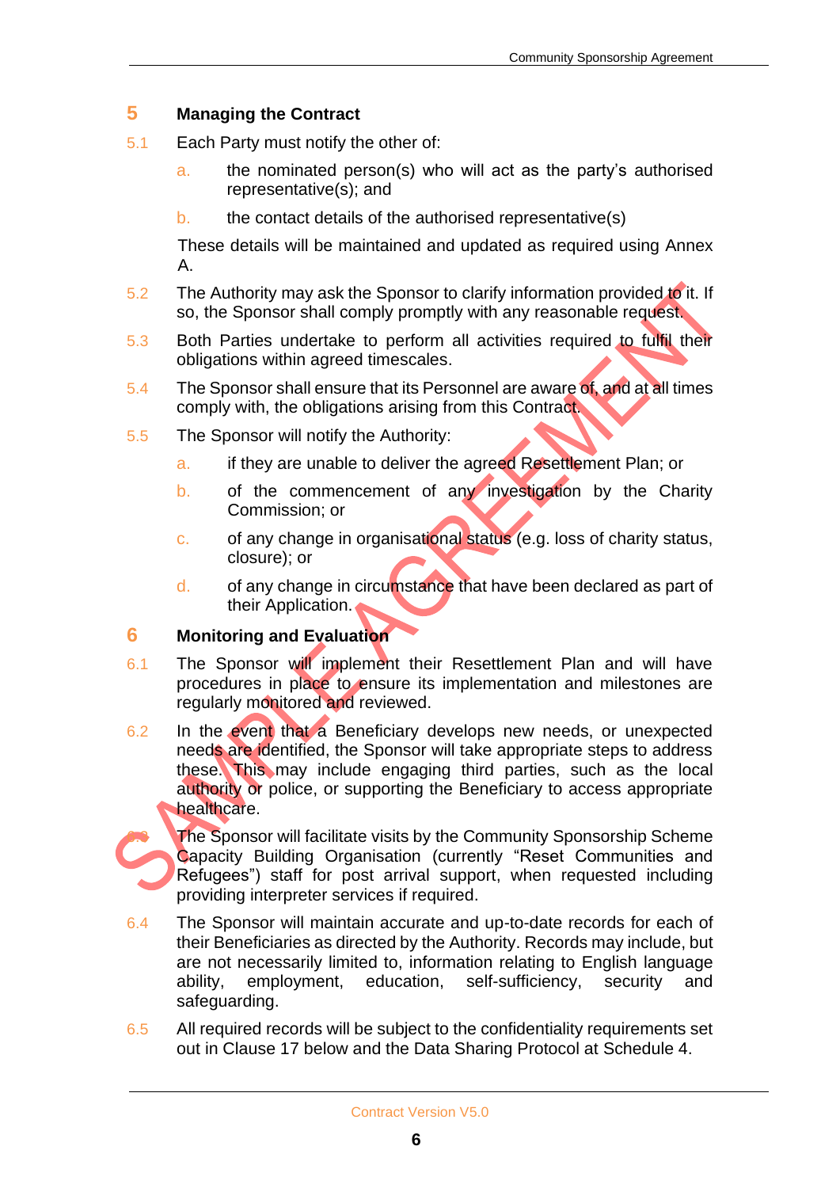## 5 Managing the Contract

5.1 Each Party must notify the other of:

   a. the nominated person(s) who will act as the party's authorised representative(s); and

   b. the contact details of the authorised representative(s)

   These details will be maintained and updated as required using Annex A.

5.2 The Authority may ask the Sponsor to clarify information provided to it. If so, the Sponsor shall comply promptly with any reasonable request.

5.3 Both Parties undertake to perform all activities required to fulfil their obligations within agreed timescales.

5.4 The Sponsor shall ensure that its Personnel are aware of, and at all times comply with, the obligations arising from this Contract.

5.5 The Sponsor will notify the Authority:

   a. if they are unable to deliver the agreed Resettlement Plan; or

   b. of the commencement of any investigation by the Charity Commission; or

   c. of any change in organisational status (e.g. loss of charity status, closure); or

   d. of any change in circumstance that have been declared as part of their Application.

## 6 Monitoring and Evaluation

6.1 The Sponsor will implement their Resettlement Plan and will have procedures in place to ensure its implementation and milestones are regularly monitored and reviewed.

6.2 In the event that a Beneficiary develops new needs, or unexpected needs are identified, the Sponsor will take appropriate steps to address these. This may include engaging third parties, such as the local authority or police, or supporting the Beneficiary to access appropriate healthcare.

6.3 The Sponsor will facilitate visits by the Community Sponsorship Scheme Capacity Building Organisation (currently "Reset Communities and Refugees") staff for post arrival support, when requested including providing interpreter services if required.

6.4 The Sponsor will maintain accurate and up-to-date records for each of their Beneficiaries as directed by the Authority. Records may include, but are not necessarily limited to, information relating to English language ability, employment, education, self-sufficiency, security and safeguarding.

6.5 All required records will be subject to the confidentiality requirements set out in Clause 17 below and the Data Sharing Protocol at Schedule 4.

SAMPLE AGREEMENT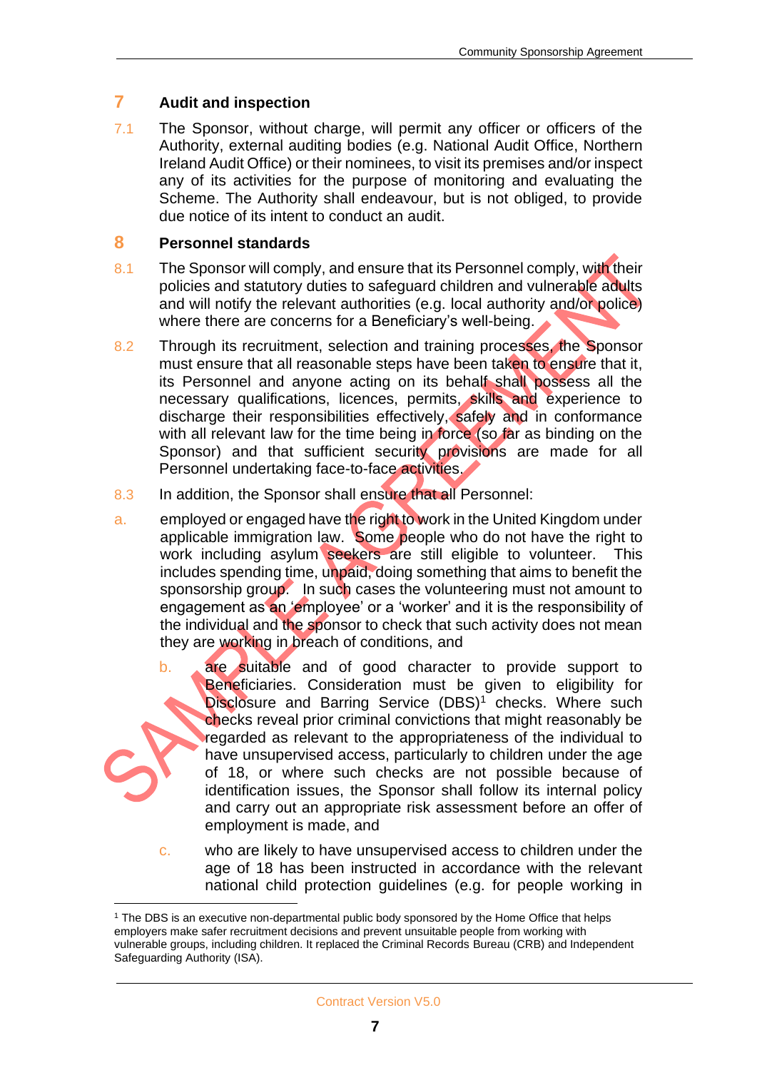## 7 Audit and inspection

7.1 The Sponsor, without charge, will permit any officer or officers of the Authority, external auditing bodies (e.g. National Audit Office, Northern Ireland Audit Office) or their nominees, to visit its premises and/or inspect any of its activities for the purpose of monitoring and evaluating the Scheme. The Authority shall endeavour, but is not obliged, to provide due notice of its intent to conduct an audit.

## 8 Personnel standards

8.1 The Sponsor will comply, and ensure that its Personnel comply, with their policies and statutory duties to safeguard children and vulnerable adults and will notify the relevant authorities (e.g. local authority and/or police) where there are concerns for a Beneficiary's well-being.

8.2 Through its recruitment, selection and training processes, the Sponsor must ensure that all reasonable steps have been taken to ensure that it, its Personnel and anyone acting on its behalf shall possess all the necessary qualifications, licences, permits, skills and experience to discharge their responsibilities effectively, safely and in conformance with all relevant law for the time being in force (so far as binding on the Sponsor) and that sufficient security provisions are made for all Personnel undertaking face-to-face activities.

8.3 In addition, the Sponsor shall ensure that all Personnel:

a. employed or engaged have the right to work in the United Kingdom under applicable immigration law. Some people who do not have the right to work including asylum seekers are still eligible to volunteer. This includes spending time, unpaid, doing something that aims to benefit the sponsorship group. In such cases the volunteering must not amount to engagement as an 'employee' or a 'worker' and it is the responsibility of the individual and the sponsor to check that such activity does not mean they are working in breach of conditions, and

b. are suitable and of good character to provide support to Beneficiaries. Consideration must be given to eligibility for Disclosure and Barring Service (DBS)[1] checks. Where such checks reveal prior criminal convictions that might reasonably be regarded as relevant to the appropriateness of the individual to have unsupervised access, particularly to children under the age of 18, or where such checks are not possible because of identification issues, the Sponsor shall follow its internal policy and carry out an appropriate risk assessment before an offer of employment is made, and

c. who are likely to have unsupervised access to children under the age of 18 has been instructed in accordance with the relevant national child protection guidelines (e.g. for people working in

[1] The DBS is an executive non-departmental public body sponsored by the Home Office that helps employers make safer recruitment decisions and prevent unsuitable people from working with vulnerable groups, including children. It replaced the Criminal Records Bureau (CRB) and Independent Safeguarding Authority (ISA).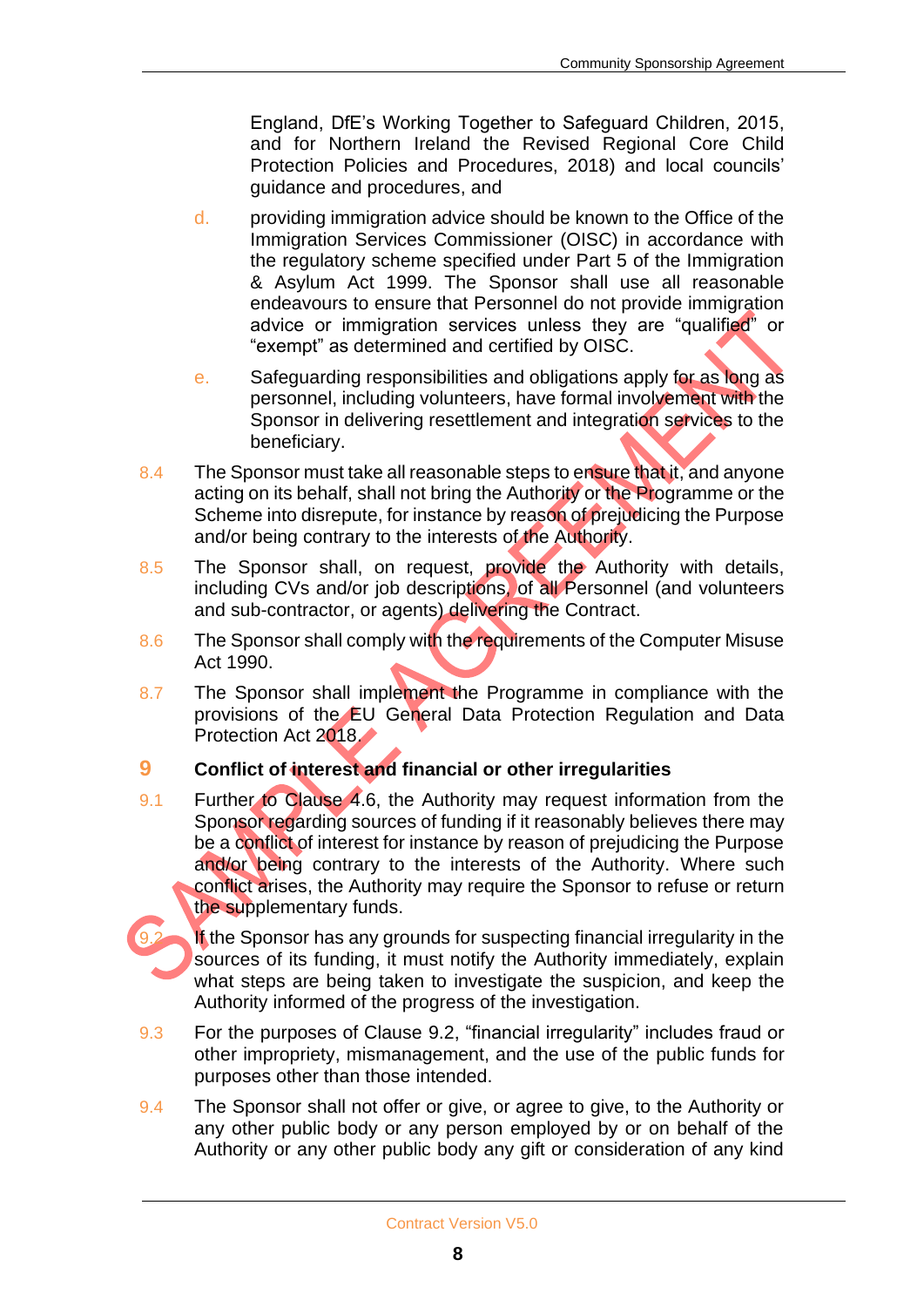England, DfE's Working Together to Safeguard Children, 2015, and for Northern Ireland the Revised Regional Core Child Protection Policies and Procedures, 2018) and local councils' guidance and procedures, and

d. providing immigration advice should be known to the Office of the Immigration Services Commissioner (OISC) in accordance with the regulatory scheme specified under Part 5 of the Immigration & Asylum Act 1999. The Sponsor shall use all reasonable endeavours to ensure that Personnel do not provide immigration advice or immigration services unless they are "qualified" or "exempt" as determined and certified by OISC.

e. Safeguarding responsibilities and obligations apply for as long as personnel, including volunteers, have formal involvement with the Sponsor in delivering resettlement and integration services to the beneficiary.

8.4 The Sponsor must take all reasonable steps to ensure that it, and anyone acting on its behalf, shall not bring the Authority or the Programme or the Scheme into disrepute, for instance by reason of prejudicing the Purpose and/or being contrary to the interests of the Authority.

8.5 The Sponsor shall, on request, provide the Authority with details, including CVs and/or job descriptions, of all Personnel (and volunteers and sub-contractor, or agents) delivering the Contract.

8.6 The Sponsor shall comply with the requirements of the Computer Misuse Act 1990.

8.7 The Sponsor shall implement the Programme in compliance with the provisions of the EU General Data Protection Regulation and Data Protection Act 2018.

## 9 Conflict of interest and financial or other irregularities

9.1 Further to Clause 4.6, the Authority may request information from the Sponsor regarding sources of funding if it reasonably believes there may be a conflict of interest for instance by reason of prejudicing the Purpose and/or being contrary to the interests of the Authority. Where such conflict arises, the Authority may require the Sponsor to refuse or return the supplementary funds.

9.2 If the Sponsor has any grounds for suspecting financial irregularity in the sources of its funding, it must notify the Authority immediately, explain what steps are being taken to investigate the suspicion, and keep the Authority informed of the progress of the investigation.

9.3 For the purposes of Clause 9.2, "financial irregularity" includes fraud or other impropriety, mismanagement, and the use of the public funds for purposes other than those intended.

9.4 The Sponsor shall not offer or give, or agree to give, to the Authority or any other public body or any person employed by or on behalf of the Authority or any other public body any gift or consideration of any kind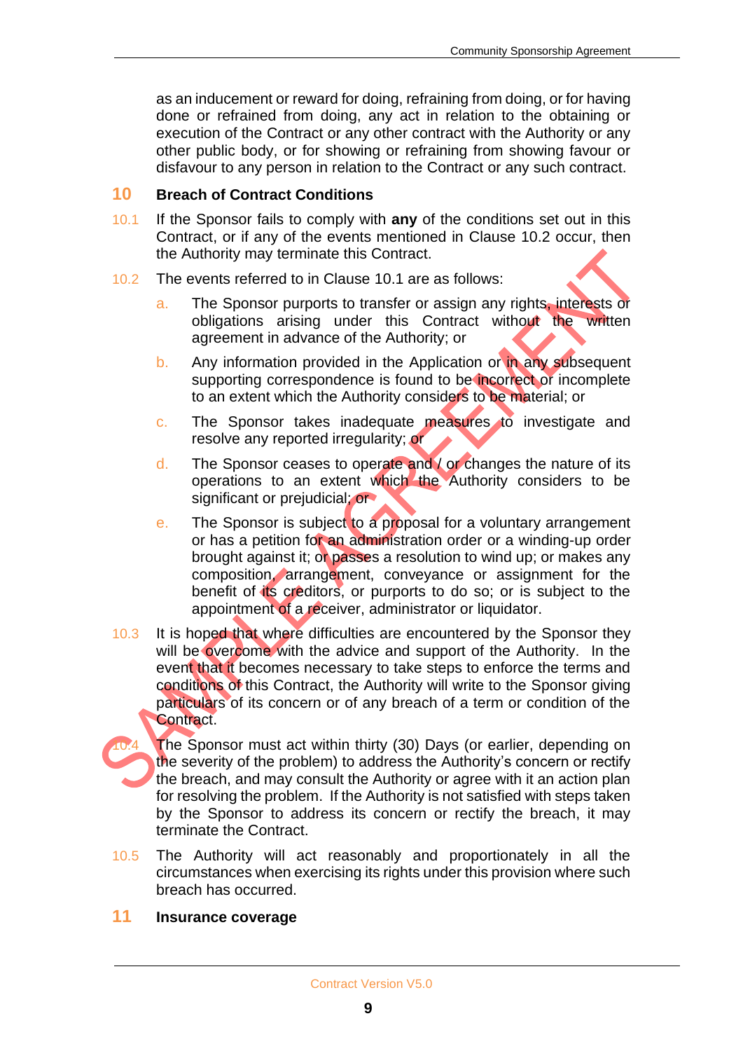as an inducement or reward for doing, refraining from doing, or for having done or refrained from doing, any act in relation to the obtaining or execution of the Contract or any other contract with the Authority or any other public body, or for showing or refraining from showing favour or disfavour to any person in relation to the Contract or any such contract.

## 10 Breach of Contract Conditions

10.1 If the Sponsor fails to comply with **any** of the conditions set out in this Contract, or if any of the events mentioned in Clause 10.2 occur, then the Authority may terminate this Contract.

10.2 The events referred to in Clause 10.1 are as follows:

a. The Sponsor purports to transfer or assign any rights, interests or obligations arising under this Contract without the written agreement in advance of the Authority; or

b. Any information provided in the Application or in any subsequent supporting correspondence is found to be incorrect or incomplete to an extent which the Authority considers to be material; or

c. The Sponsor takes inadequate measures to investigate and resolve any reported irregularity; or

d. The Sponsor ceases to operate and / or changes the nature of its operations to an extent which the Authority considers to be significant or prejudicial; or

e. The Sponsor is subject to a proposal for a voluntary arrangement or has a petition for an administration order or a winding-up order brought against it; or passes a resolution to wind up; or makes any composition, arrangement, conveyance or assignment for the benefit of its creditors, or purports to do so; or is subject to the appointment of a receiver, administrator or liquidator.

10.3 It is hoped that where difficulties are encountered by the Sponsor they will be overcome with the advice and support of the Authority. In the event that it becomes necessary to take steps to enforce the terms and conditions of this Contract, the Authority will write to the Sponsor giving particulars of its concern or of any breach of a term or condition of the Contract.

10.4 The Sponsor must act within thirty (30) Days (or earlier, depending on the severity of the problem) to address the Authority's concern or rectify the breach, and may consult the Authority or agree with it an action plan for resolving the problem. If the Authority is not satisfied with steps taken by the Sponsor to address its concern or rectify the breach, it may terminate the Contract.

10.5 The Authority will act reasonably and proportionately in all the circumstances when exercising its rights under this provision where such breach has occurred.

## 11 Insurance coverage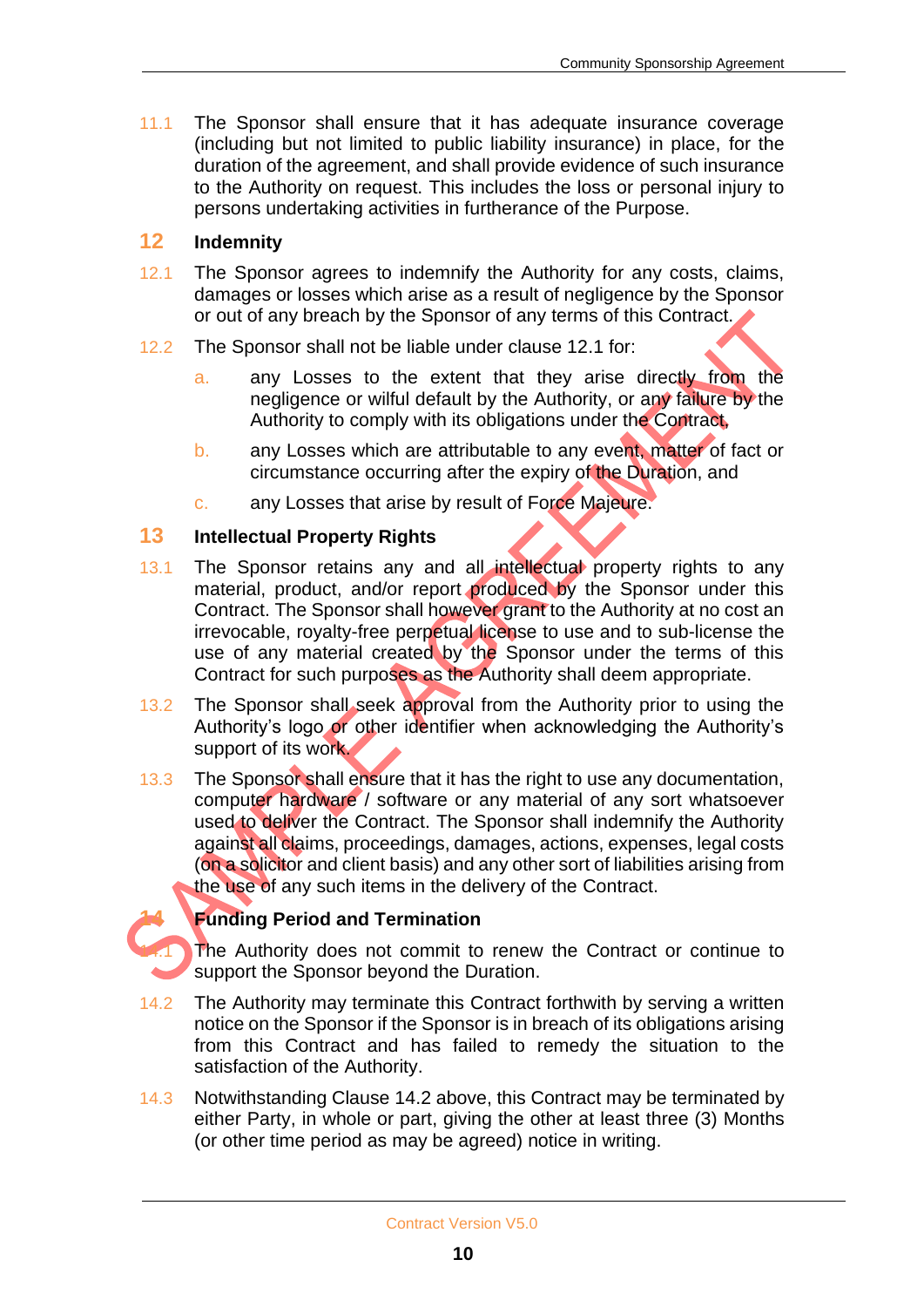11.1 The Sponsor shall ensure that it has adequate insurance coverage (including but not limited to public liability insurance) in place, for the duration of the agreement, and shall provide evidence of such insurance to the Authority on request. This includes the loss or personal injury to persons undertaking activities in furtherance of the Purpose.

## 12 Indemnity

12.1 The Sponsor agrees to indemnify the Authority for any costs, claims, damages or losses which arise as a result of negligence by the Sponsor or out of any breach by the Sponsor of any terms of this Contract.

12.2 The Sponsor shall not be liable under clause 12.1 for:

a. any Losses to the extent that they arise directly from the negligence or wilful default by the Authority, or any failure by the Authority to comply with its obligations under the Contract,

b. any Losses which are attributable to any event, matter of fact or circumstance occurring after the expiry of the Duration, and

c. any Losses that arise by result of Force Majeure.

## 13 Intellectual Property Rights

13.1 The Sponsor retains any and all intellectual property rights to any material, product, and/or report produced by the Sponsor under this Contract. The Sponsor shall however grant to the Authority at no cost an irrevocable, royalty-free perpetual license to use and to sub-license the use of any material created by the Sponsor under the terms of this Contract for such purposes as the Authority shall deem appropriate.

13.2 The Sponsor shall seek approval from the Authority prior to using the Authority's logo or other identifier when acknowledging the Authority's support of its work.

13.3 The Sponsor shall ensure that it has the right to use any documentation, computer hardware / software or any material of any sort whatsoever used to deliver the Contract. The Sponsor shall indemnify the Authority against all claims, proceedings, damages, actions, expenses, legal costs (on a solicitor and client basis) and any other sort of liabilities arising from the use of any such items in the delivery of the Contract.

## 14 Funding Period and Termination

14.1 The Authority does not commit to renew the Contract or continue to support the Sponsor beyond the Duration.

14.2 The Authority may terminate this Contract forthwith by serving a written notice on the Sponsor if the Sponsor is in breach of its obligations arising from this Contract and has failed to remedy the situation to the satisfaction of the Authority.

14.3 Notwithstanding Clause 14.2 above, this Contract may be terminated by either Party, in whole or part, giving the other at least three (3) Months (or other time period as may be agreed) notice in writing.

SAMPLE AGREEMENT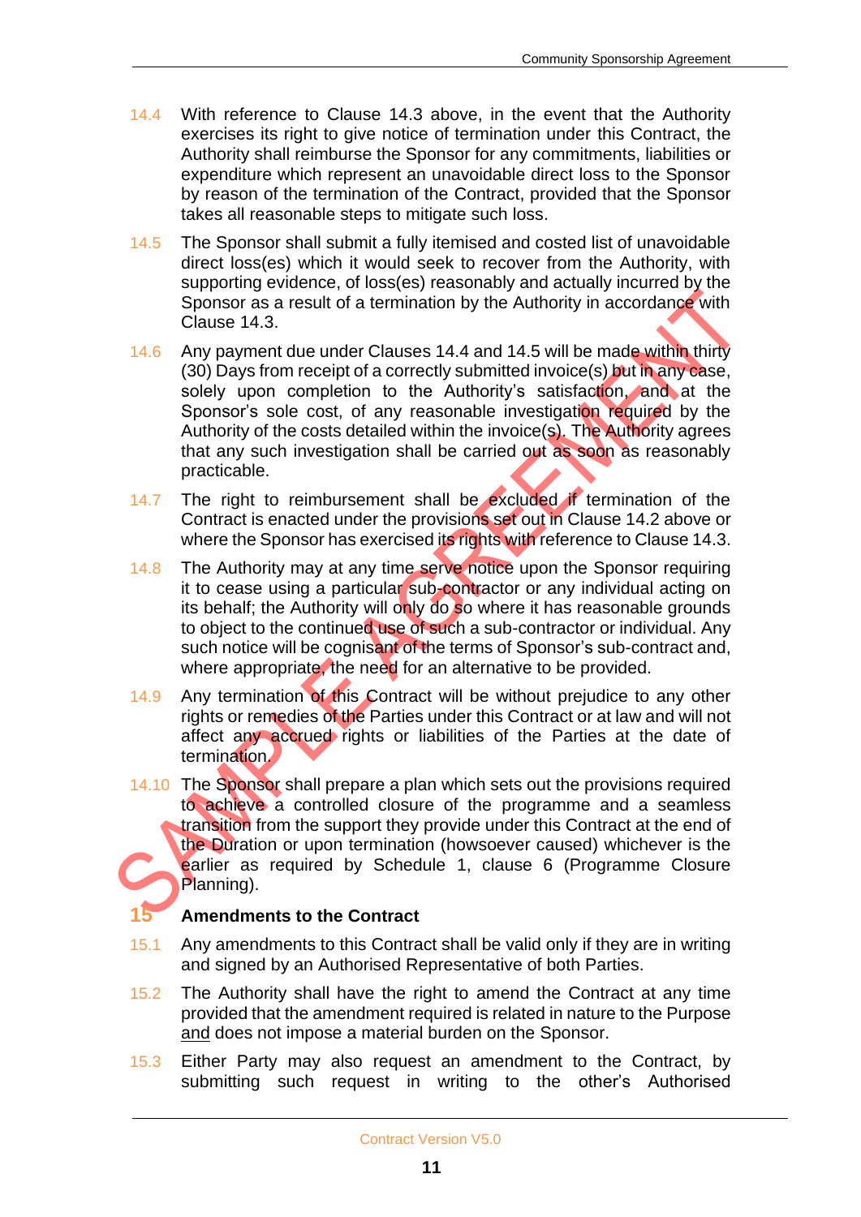14.4 With reference to Clause 14.3 above, in the event that the Authority exercises its right to give notice of termination under this Contract, the Authority shall reimburse the Sponsor for any commitments, liabilities or expenditure which represent an unavoidable direct loss to the Sponsor by reason of the termination of the Contract, provided that the Sponsor takes all reasonable steps to mitigate such loss.

14.5 The Sponsor shall submit a fully itemised and costed list of unavoidable direct loss(es) which it would seek to recover from the Authority, with supporting evidence, of loss(es) reasonably and actually incurred by the Sponsor as a result of a termination by the Authority in accordance with Clause 14.3.

14.6 Any payment due under Clauses 14.4 and 14.5 will be made within thirty (30) Days from receipt of a correctly submitted invoice(s) but in any case, solely upon completion to the Authority's satisfaction, and at the Sponsor's sole cost, of any reasonable investigation required by the Authority of the costs detailed within the invoice(s). The Authority agrees that any such investigation shall be carried out as soon as reasonably practicable.

14.7 The right to reimbursement shall be excluded if termination of the Contract is enacted under the provisions set out in Clause 14.2 above or where the Sponsor has exercised its rights with reference to Clause 14.3.

14.8 The Authority may at any time serve notice upon the Sponsor requiring it to cease using a particular sub-contractor or any individual acting on its behalf; the Authority will only do so where it has reasonable grounds to object to the continued use of such a sub-contractor or individual. Any such notice will be cognisant of the terms of Sponsor's sub-contract and, where appropriate, the need for an alternative to be provided.

14.9 Any termination of this Contract will be without prejudice to any other rights or remedies of the Parties under this Contract or at law and will not affect any accrued rights or liabilities of the Parties at the date of termination.

14.10 The Sponsor shall prepare a plan which sets out the provisions required to achieve a controlled closure of the programme and a seamless transition from the support they provide under this Contract at the end of the Duration or upon termination (howsoever caused) whichever is the earlier as required by Schedule 1, clause 6 (Programme Closure Planning).

## 15 Amendments to the Contract

15.1 Any amendments to this Contract shall be valid only if they are in writing and signed by an Authorised Representative of both Parties.

15.2 The Authority shall have the right to amend the Contract at any time provided that the amendment required is related in nature to the Purpose and does not impose a material burden on the Sponsor.

15.3 Either Party may also request an amendment to the Contract, by submitting such request in writing to the other's Authorised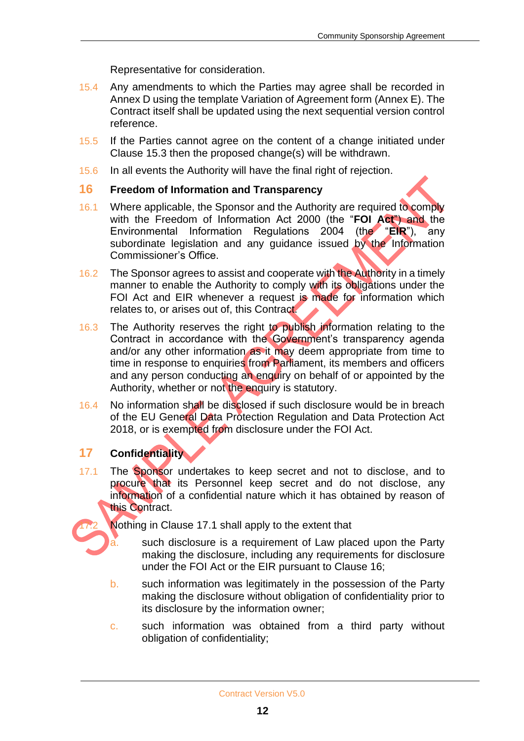Representative for consideration.

15.4 Any amendments to which the Parties may agree shall be recorded in Annex D using the template Variation of Agreement form (Annex E). The Contract itself shall be updated using the next sequential version control reference.

15.5 If the Parties cannot agree on the content of a change initiated under Clause 15.3 then the proposed change(s) will be withdrawn.

15.6 In all events the Authority will have the final right of rejection.

## 16 Freedom of Information and Transparency

16.1 Where applicable, the Sponsor and the Authority are required to comply with the Freedom of Information Act 2000 (the "**FOI Act**") and the Environmental Information Regulations 2004 (the "**EIR**"), any subordinate legislation and any guidance issued by the Information Commissioner's Office.

16.2 The Sponsor agrees to assist and cooperate with the Authority in a timely manner to enable the Authority to comply with its obligations under the FOI Act and EIR whenever a request is made for information which relates to, or arises out of, this Contract.

16.3 The Authority reserves the right to publish information relating to the Contract in accordance with the Government's transparency agenda and/or any other information as it may deem appropriate from time to time in response to enquiries from Parliament, its members and officers and any person conducting an enquiry on behalf of or appointed by the Authority, whether or not the enquiry is statutory.

16.4 No information shall be disclosed if such disclosure would be in breach of the EU General Data Protection Regulation and Data Protection Act 2018, or is exempted from disclosure under the FOI Act.

## 17 Confidentiality

17.1 The Sponsor undertakes to keep secret and not to disclose, and to procure that its Personnel keep secret and do not disclose, any information of a confidential nature which it has obtained by reason of this Contract.

17.2 Nothing in Clause 17.1 shall apply to the extent that

a. such disclosure is a requirement of Law placed upon the Party making the disclosure, including any requirements for disclosure under the FOI Act or the EIR pursuant to Clause 16;

b. such information was legitimately in the possession of the Party making the disclosure without obligation of confidentiality prior to its disclosure by the information owner;

c. such information was obtained from a third party without obligation of confidentiality;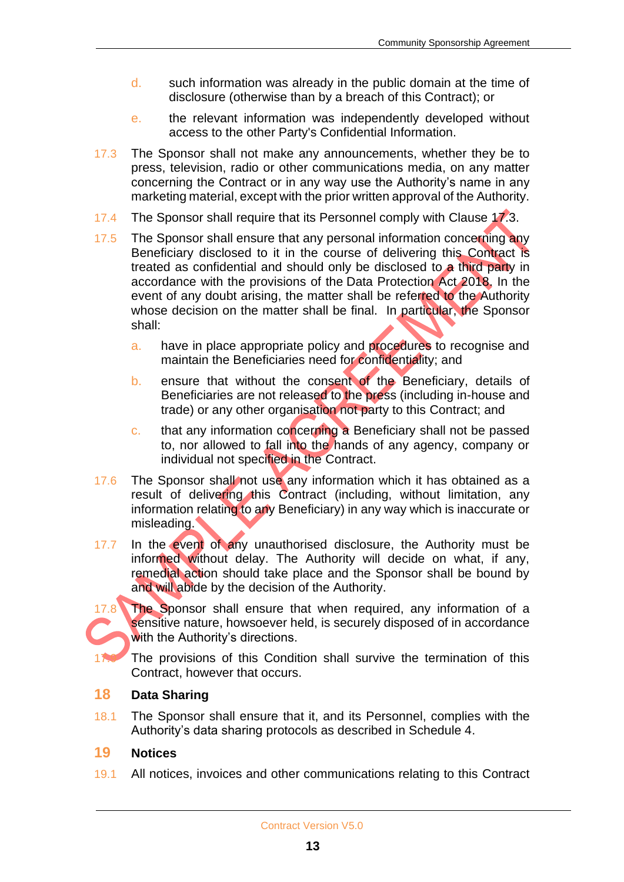d. such information was already in the public domain at the time of disclosure (otherwise than by a breach of this Contract); or

e. the relevant information was independently developed without access to the other Party's Confidential Information.

17.3 The Sponsor shall not make any announcements, whether they be to press, television, radio or other communications media, on any matter concerning the Contract or in any way use the Authority's name in any marketing material, except with the prior written approval of the Authority.

17.4 The Sponsor shall require that its Personnel comply with Clause 17.3.

17.5 The Sponsor shall ensure that any personal information concerning any Beneficiary disclosed to it in the course of delivering this Contract is treated as confidential and should only be disclosed to a third party in accordance with the provisions of the Data Protection Act 2018. In the event of any doubt arising, the matter shall be referred to the Authority whose decision on the matter shall be final. In particular, the Sponsor shall:

a. have in place appropriate policy and procedures to recognise and maintain the Beneficiaries need for confidentiality; and

b. ensure that without the consent of the Beneficiary, details of Beneficiaries are not released to the press (including in-house and trade) or any other organisation not party to this Contract; and

c. that any information concerning a Beneficiary shall not be passed to, nor allowed to fall into the hands of any agency, company or individual not specified in the Contract.

17.6 The Sponsor shall not use any information which it has obtained as a result of delivering this Contract (including, without limitation, any information relating to any Beneficiary) in any way which is inaccurate or misleading.

17.7 In the event of any unauthorised disclosure, the Authority must be informed without delay. The Authority will decide on what, if any, remedial action should take place and the Sponsor shall be bound by and will abide by the decision of the Authority.

17.8 The Sponsor shall ensure that when required, any information of a sensitive nature, howsoever held, is securely disposed of in accordance with the Authority's directions.

17.9 The provisions of this Condition shall survive the termination of this Contract, however that occurs.

## 18 Data Sharing

18.1 The Sponsor shall ensure that it, and its Personnel, complies with the Authority's data sharing protocols as described in Schedule 4.

## 19 Notices

19.1 All notices, invoices and other communications relating to this Contract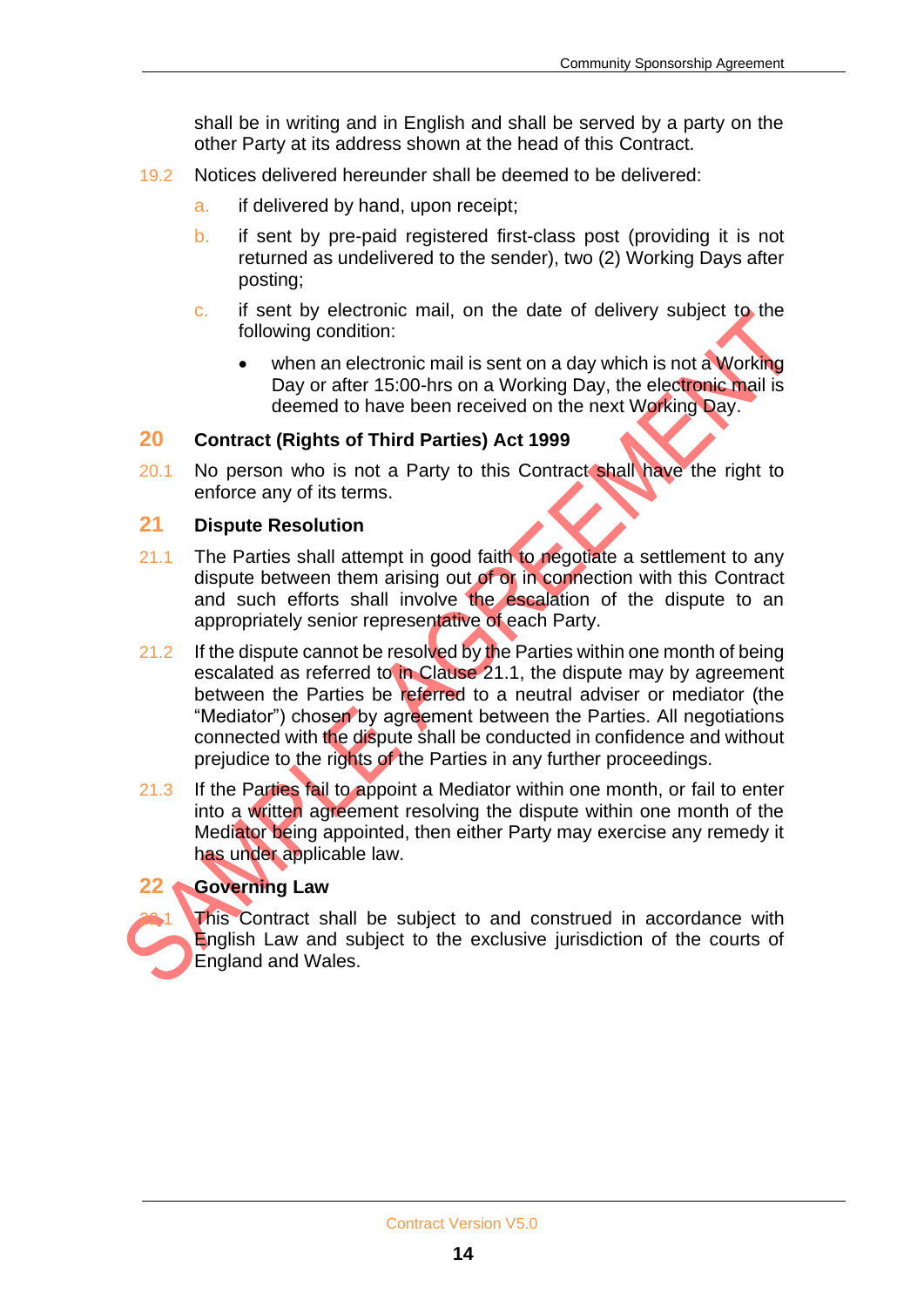shall be in writing and in English and shall be served by a party on the other Party at its address shown at the head of this Contract.

19.2 Notices delivered hereunder shall be deemed to be delivered:

a. if delivered by hand, upon receipt;

b. if sent by pre-paid registered first-class post (providing it is not returned as undelivered to the sender), two (2) Working Days after posting;

c. if sent by electronic mail, on the date of delivery subject to the following condition:

- when an electronic mail is sent on a day which is not a Working Day or after 15:00-hrs on a Working Day, the electronic mail is deemed to have been received on the next Working Day.

## 20 Contract (Rights of Third Parties) Act 1999

20.1 No person who is not a Party to this Contract shall have the right to enforce any of its terms.

## 21 Dispute Resolution

21.1 The Parties shall attempt in good faith to negotiate a settlement to any dispute between them arising out of or in connection with this Contract and such efforts shall involve the escalation of the dispute to an appropriately senior representative of each Party.

21.2 If the dispute cannot be resolved by the Parties within one month of being escalated as referred to in Clause 21.1, the dispute may by agreement between the Parties be referred to a neutral adviser or mediator (the "Mediator") chosen by agreement between the Parties. All negotiations connected with the dispute shall be conducted in confidence and without prejudice to the rights of the Parties in any further proceedings.

21.3 If the Parties fail to appoint a Mediator within one month, or fail to enter into a written agreement resolving the dispute within one month of the Mediator being appointed, then either Party may exercise any remedy it has under applicable law.

## 22 Governing Law

22.1 This Contract shall be subject to and construed in accordance with English Law and subject to the exclusive jurisdiction of the courts of England and Wales.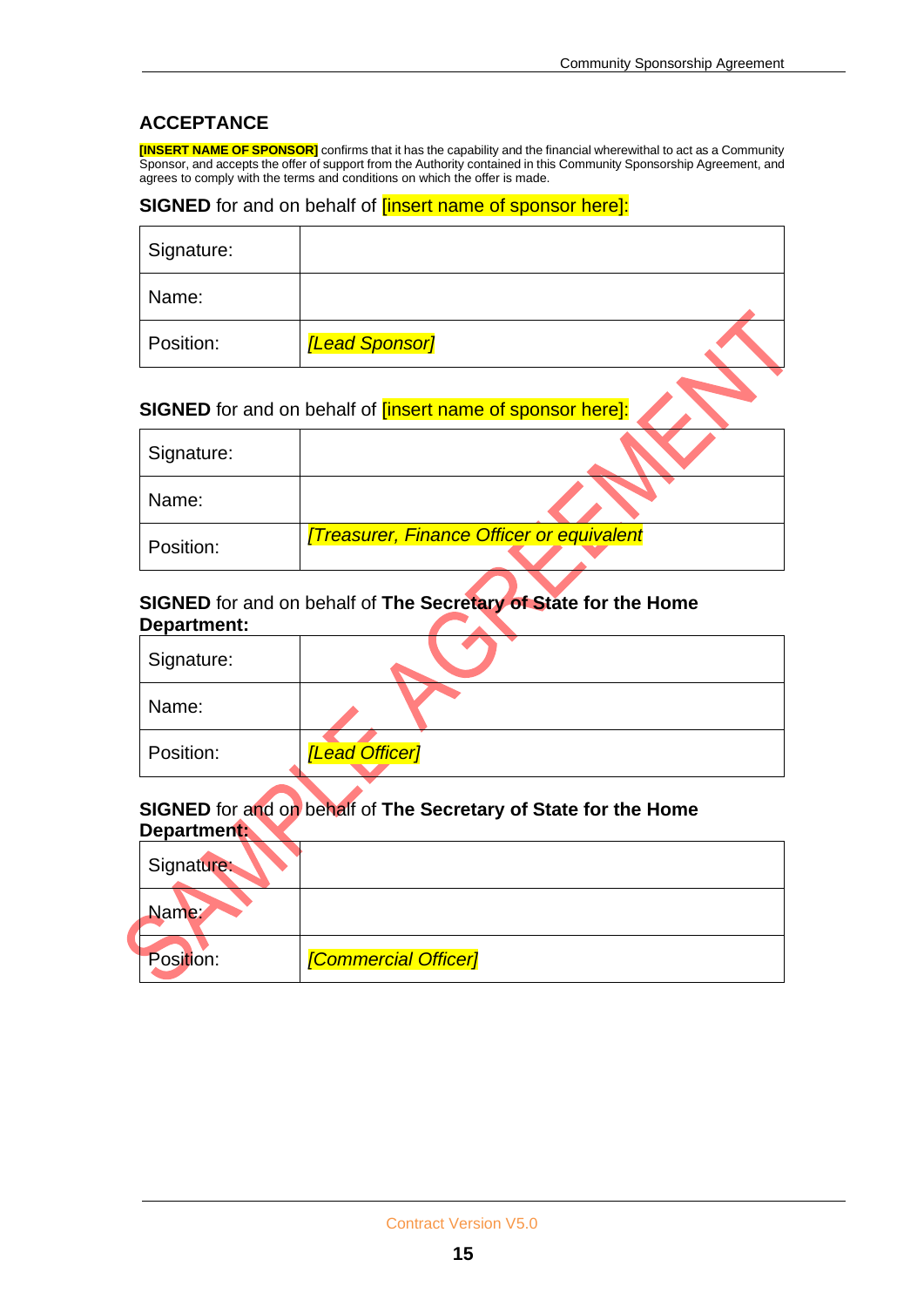## ACCEPTANCE

**[INSERT NAME OF SPONSOR]** confirms that it has the capability and the financial wherewithal to act as a Community Sponsor, and accepts the offer of support from the Authority contained in this Community Sponsorship Agreement, and agrees to comply with the terms and conditions on which the offer is made.

**SIGNED** for and on behalf of [insert name of sponsor here]:

| Signature: | |
|---|---|
| Name: | |
| Position: | *[Lead Sponsor]* |

**SIGNED** for and on behalf of [insert name of sponsor here]:

| Signature: | |
|---|---|
| Name: | |
| Position: | *[Treasurer, Finance Officer or equivalent* |

**SIGNED** for and on behalf of **The Secretary of State for the Home Department:**

| Signature: | |
|---|---|
| Name: | |
| Position: | *[Lead Officer]* |

**SIGNED** for and on behalf of **The Secretary of State for the Home Department:**

| Signature: | |
|---|---|
| Name: | |
| Position: | *[Commercial Officer]* |

SAMPLE AGREEMENT

Contract Version V5.0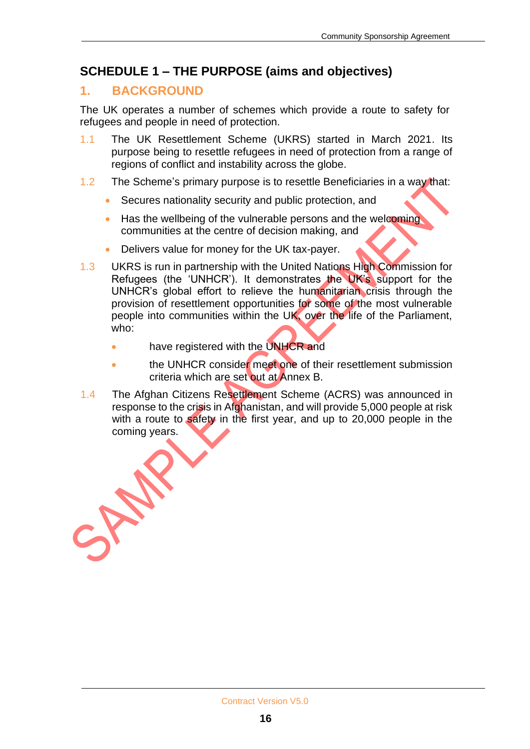# SCHEDULE 1 – THE PURPOSE (aims and objectives)

## 1. BACKGROUND

The UK operates a number of schemes which provide a route to safety for refugees and people in need of protection.

1.1 The UK Resettlement Scheme (UKRS) started in March 2021. Its purpose being to resettle refugees in need of protection from a range of regions of conflict and instability across the globe.

1.2 The Scheme's primary purpose is to resettle Beneficiaries in a way that:

- Secures nationality security and public protection, and
- Has the wellbeing of the vulnerable persons and the welcoming communities at the centre of decision making, and
- Delivers value for money for the UK tax-payer.

1.3 UKRS is run in partnership with the United Nations High Commission for Refugees (the 'UNHCR'). It demonstrates the UK's support for the UNHCR's global effort to relieve the humanitarian crisis through the provision of resettlement opportunities for some of the most vulnerable people into communities within the UK, over the life of the Parliament, who:

- have registered with the UNHCR and
- the UNHCR consider meet one of their resettlement submission criteria which are set out at Annex B.

1.4 The Afghan Citizens Resettlement Scheme (ACRS) was announced in response to the crisis in Afghanistan, and will provide 5,000 people at risk with a route to safety in the first year, and up to 20,000 people in the coming years.

SAMPLE AGREEMENT

Contract Version V5.0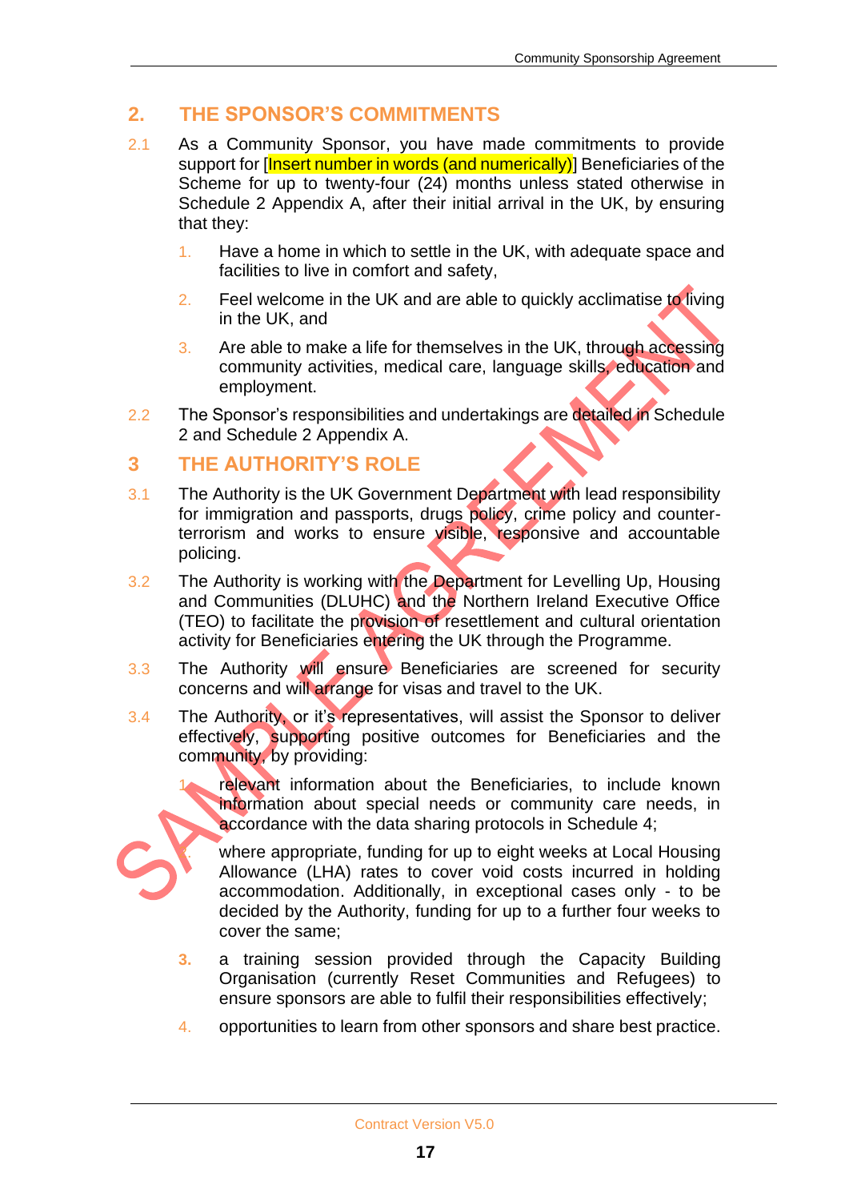## 2. THE SPONSOR'S COMMITMENTS

2.1 As a Community Sponsor, you have made commitments to provide support for [Insert number in words (and numerically)] Beneficiaries of the Scheme for up to twenty-four (24) months unless stated otherwise in Schedule 2 Appendix A, after their initial arrival in the UK, by ensuring that they:

1. Have a home in which to settle in the UK, with adequate space and facilities to live in comfort and safety,
2. Feel welcome in the UK and are able to quickly acclimatise to living in the UK, and
3. Are able to make a life for themselves in the UK, through accessing community activities, medical care, language skills, education and employment.

2.2 The Sponsor's responsibilities and undertakings are detailed in Schedule 2 and Schedule 2 Appendix A.

## 3 THE AUTHORITY'S ROLE

3.1 The Authority is the UK Government Department with lead responsibility for immigration and passports, drugs policy, crime policy and counter-terrorism and works to ensure visible, responsive and accountable policing.

3.2 The Authority is working with the Department for Levelling Up, Housing and Communities (DLUHC) and the Northern Ireland Executive Office (TEO) to facilitate the provision of resettlement and cultural orientation activity for Beneficiaries entering the UK through the Programme.

3.3 The Authority will ensure Beneficiaries are screened for security concerns and will arrange for visas and travel to the UK.

3.4 The Authority, or it's representatives, will assist the Sponsor to deliver effectively, supporting positive outcomes for Beneficiaries and the community, by providing:

1. relevant information about the Beneficiaries, to include known information about special needs or community care needs, in accordance with the data sharing protocols in Schedule 4;
2. where appropriate, funding for up to eight weeks at Local Housing Allowance (LHA) rates to cover void costs incurred in holding accommodation. Additionally, in exceptional cases only - to be decided by the Authority, funding for up to a further four weeks to cover the same;
3. a training session provided through the Capacity Building Organisation (currently Reset Communities and Refugees) to ensure sponsors are able to fulfil their responsibilities effectively;
4. opportunities to learn from other sponsors and share best practice.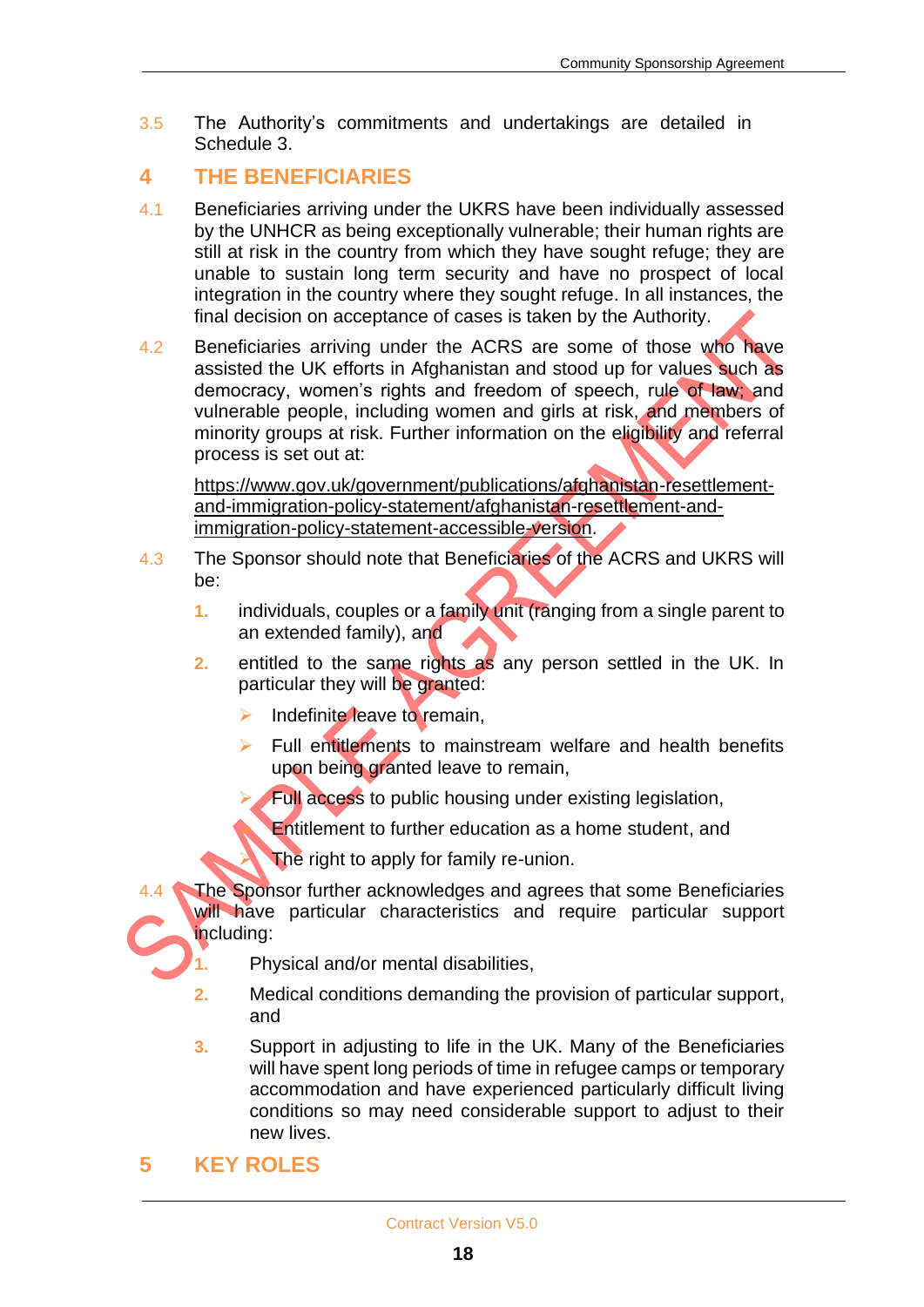3.5 The Authority's commitments and undertakings are detailed in Schedule 3.

## 4 THE BENEFICIARIES

4.1 Beneficiaries arriving under the UKRS have been individually assessed by the UNHCR as being exceptionally vulnerable; their human rights are still at risk in the country from which they have sought refuge; they are unable to sustain long term security and have no prospect of local integration in the country where they sought refuge. In all instances, the final decision on acceptance of cases is taken by the Authority.

4.2 Beneficiaries arriving under the ACRS are some of those who have assisted the UK efforts in Afghanistan and stood up for values such as democracy, women's rights and freedom of speech, rule of law; and vulnerable people, including women and girls at risk, and members of minority groups at risk. Further information on the eligibility and referral process is set out at:

https://www.gov.uk/government/publications/afghanistan-resettlement-and-immigration-policy-statement/afghanistan-resettlement-and-immigration-policy-statement-accessible-version.

4.3 The Sponsor should note that Beneficiaries of the ACRS and UKRS will be:

1. individuals, couples or a family unit (ranging from a single parent to an extended family), and
2. entitled to the same rights as any person settled in the UK. In particular they will be granted:
   - Indefinite leave to remain,
   - Full entitlements to mainstream welfare and health benefits upon being granted leave to remain,
   - Full access to public housing under existing legislation,
   - Entitlement to further education as a home student, and
   - The right to apply for family re-union.

4.4 The Sponsor further acknowledges and agrees that some Beneficiaries will have particular characteristics and require particular support including:

1. Physical and/or mental disabilities,
2. Medical conditions demanding the provision of particular support, and
3. Support in adjusting to life in the UK. Many of the Beneficiaries will have spent long periods of time in refugee camps or temporary accommodation and have experienced particularly difficult living conditions so may need considerable support to adjust to their new lives.

## 5 KEY ROLES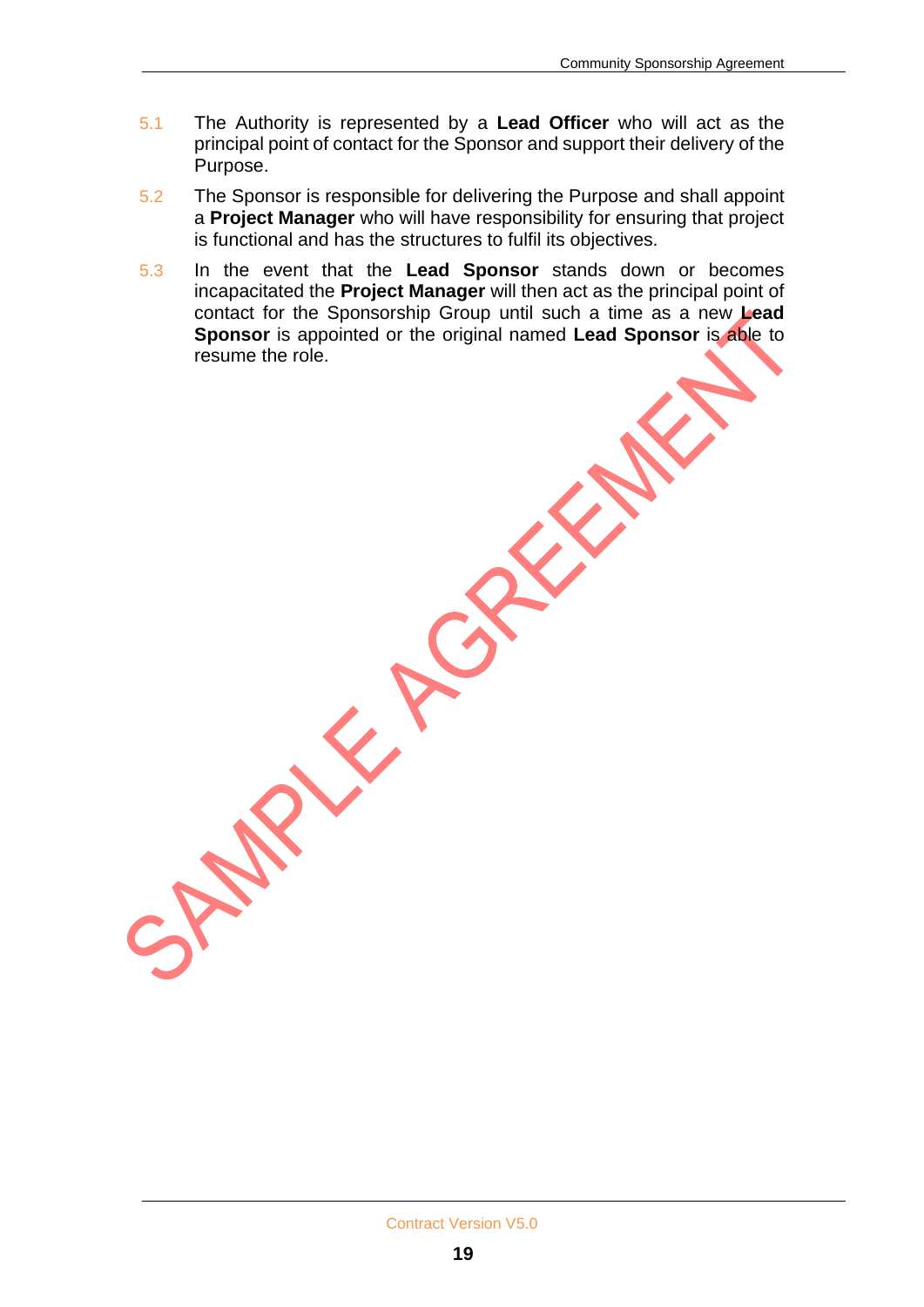5.1 The Authority is represented by a **Lead Officer** who will act as the principal point of contact for the Sponsor and support their delivery of the Purpose.

5.2 The Sponsor is responsible for delivering the Purpose and shall appoint a **Project Manager** who will have responsibility for ensuring that project is functional and has the structures to fulfil its objectives.

5.3 In the event that the **Lead Sponsor** stands down or becomes incapacitated the **Project Manager** will then act as the principal point of contact for the Sponsorship Group until such a time as a new **Lead Sponsor** is appointed or the original named **Lead Sponsor** is able to resume the role.

SAMPLE AGREEMENT

Contract Version V5.0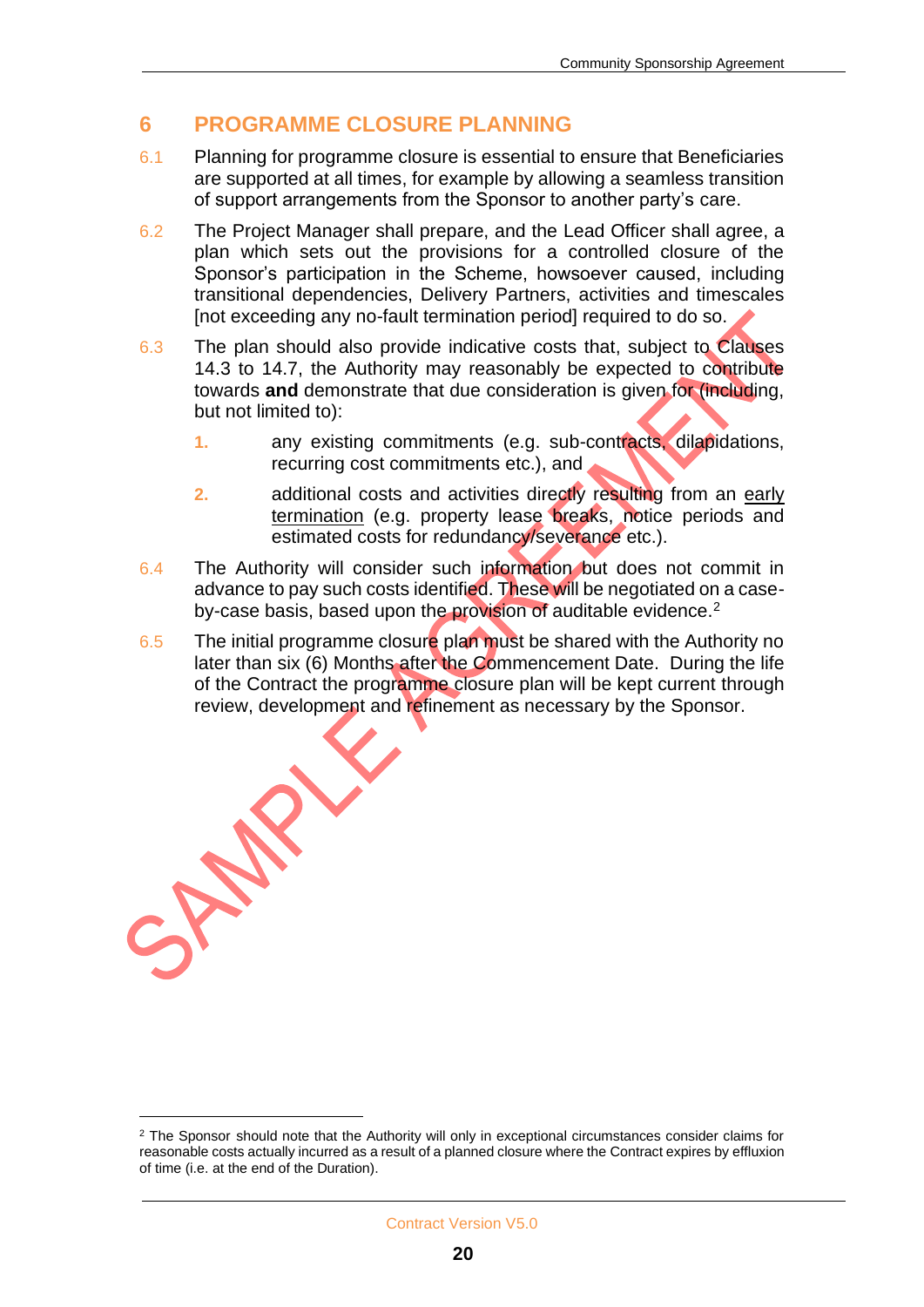## 6 PROGRAMME CLOSURE PLANNING

6.1 Planning for programme closure is essential to ensure that Beneficiaries are supported at all times, for example by allowing a seamless transition of support arrangements from the Sponsor to another party's care.

6.2 The Project Manager shall prepare, and the Lead Officer shall agree, a plan which sets out the provisions for a controlled closure of the Sponsor's participation in the Scheme, howsoever caused, including transitional dependencies, Delivery Partners, activities and timescales [not exceeding any no-fault termination period] required to do so.

6.3 The plan should also provide indicative costs that, subject to Clauses 14.3 to 14.7, the Authority may reasonably be expected to contribute towards **and** demonstrate that due consideration is given for (including, but not limited to):

1. any existing commitments (e.g. sub-contracts, dilapidations, recurring cost commitments etc.), and
2. additional costs and activities directly resulting from an early termination (e.g. property lease breaks, notice periods and estimated costs for redundancy/severance etc.).

6.4 The Authority will consider such information but does not commit in advance to pay such costs identified. These will be negotiated on a case-by-case basis, based upon the provision of auditable evidence.[2]

6.5 The initial programme closure plan must be shared with the Authority no later than six (6) Months after the Commencement Date. During the life of the Contract the programme closure plan will be kept current through review, development and refinement as necessary by the Sponsor.

SAMPLE AGREEMENT

[2] The Sponsor should note that the Authority will only in exceptional circumstances consider claims for reasonable costs actually incurred as a result of a planned closure where the Contract expires by effluxion of time (i.e. at the end of the Duration).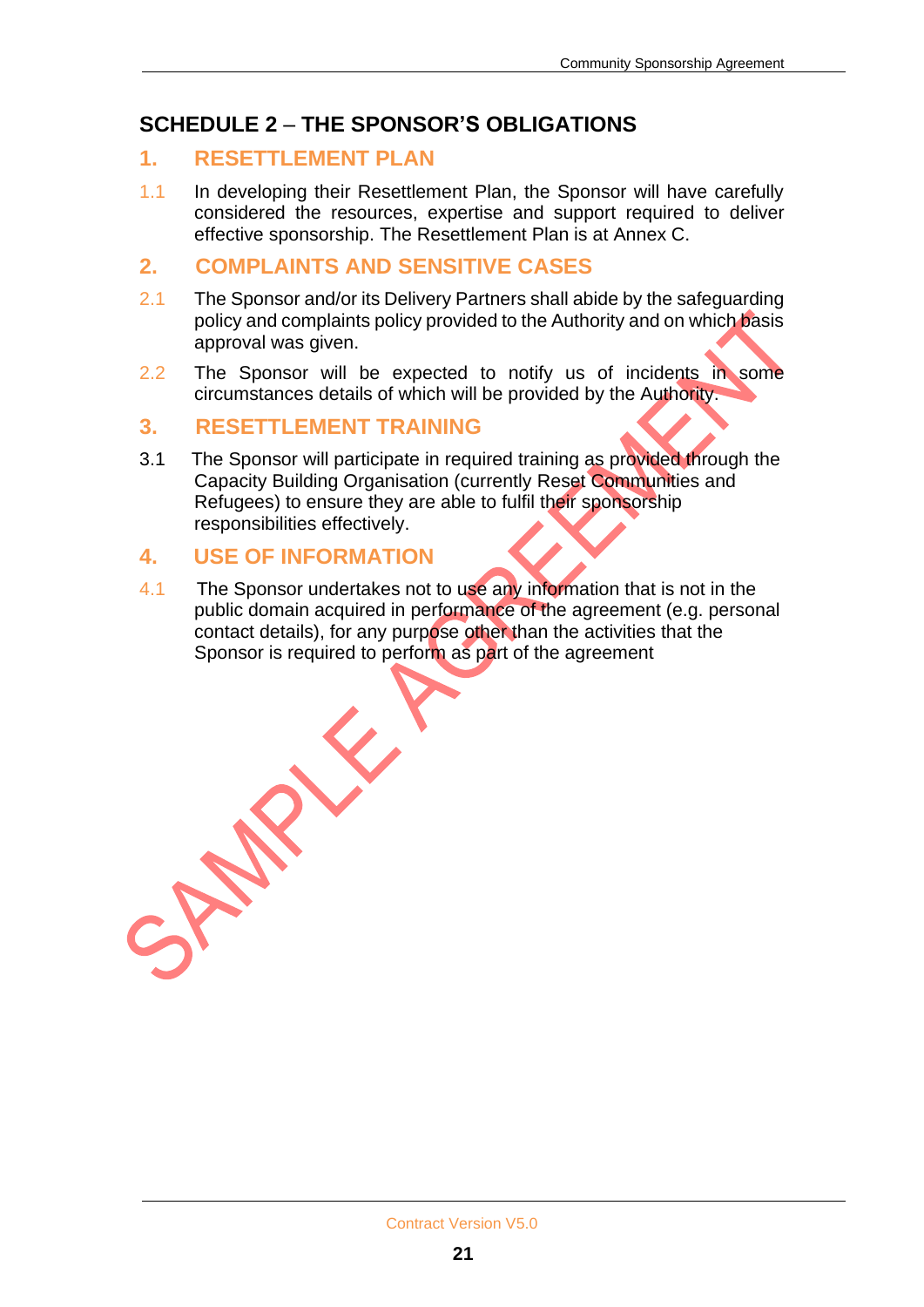# SCHEDULE 2 – THE SPONSOR'S OBLIGATIONS

## 1. RESETTLEMENT PLAN

1.1 In developing their Resettlement Plan, the Sponsor will have carefully considered the resources, expertise and support required to deliver effective sponsorship. The Resettlement Plan is at Annex C.

## 2. COMPLAINTS AND SENSITIVE CASES

2.1 The Sponsor and/or its Delivery Partners shall abide by the safeguarding policy and complaints policy provided to the Authority and on which basis approval was given.

2.2 The Sponsor will be expected to notify us of incidents in some circumstances details of which will be provided by the Authority.

## 3. RESETTLEMENT TRAINING

3.1 The Sponsor will participate in required training as provided through the Capacity Building Organisation (currently Reset Communities and Refugees) to ensure they are able to fulfil their sponsorship responsibilities effectively.

## 4. USE OF INFORMATION

4.1 The Sponsor undertakes not to use any information that is not in the public domain acquired in performance of the agreement (e.g. personal contact details), for any purpose other than the activities that the Sponsor is required to perform as part of the agreement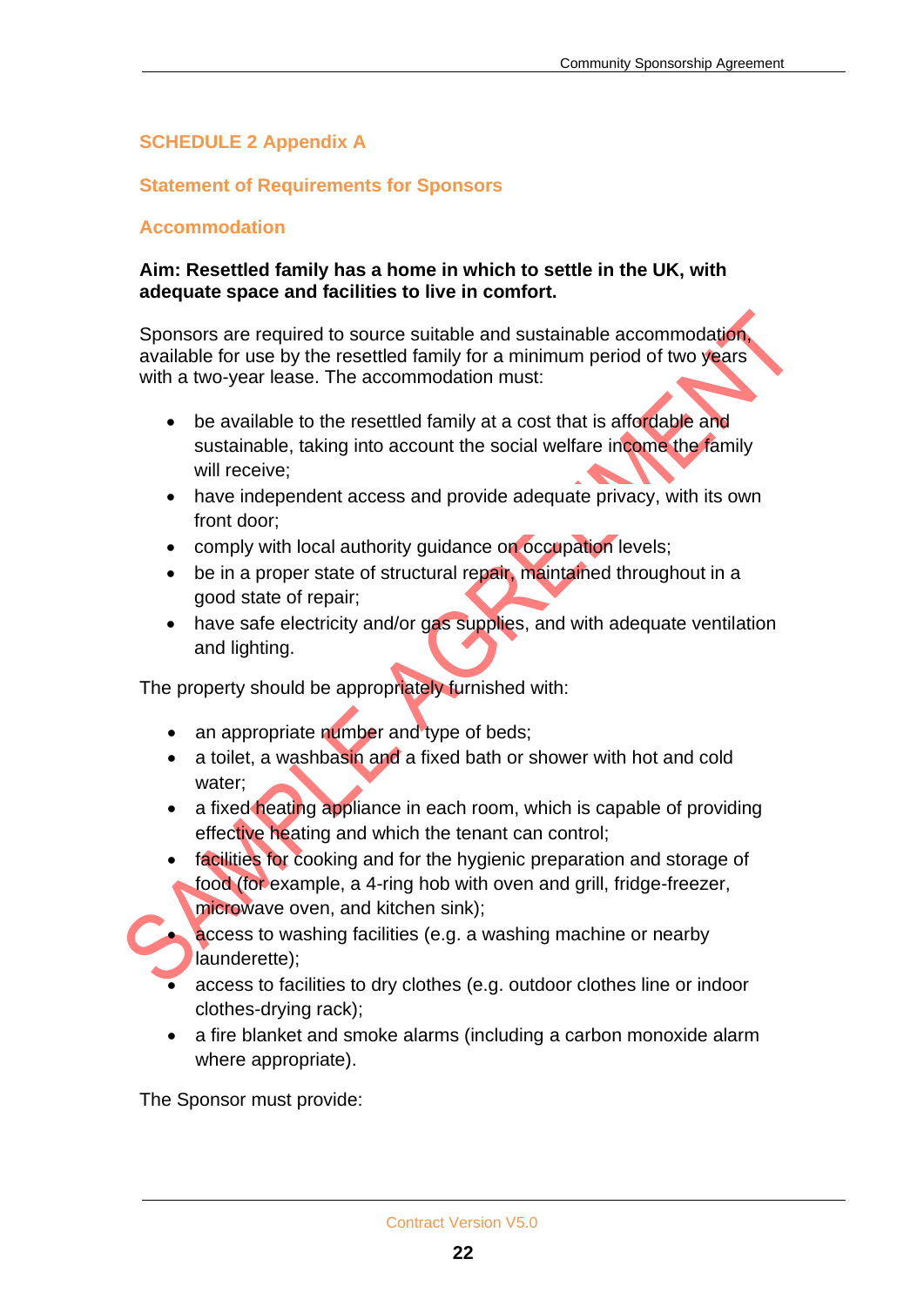## SCHEDULE 2 Appendix A

### Statement of Requirements for Sponsors

### Accommodation

**Aim: Resettled family has a home in which to settle in the UK, with adequate space and facilities to live in comfort.**

Sponsors are required to source suitable and sustainable accommodation, available for use by the resettled family for a minimum period of two years with a two-year lease. The accommodation must:

- be available to the resettled family at a cost that is affordable and sustainable, taking into account the social welfare income the family will receive;
- have independent access and provide adequate privacy, with its own front door;
- comply with local authority guidance on occupation levels;
- be in a proper state of structural repair, maintained throughout in a good state of repair;
- have safe electricity and/or gas supplies, and with adequate ventilation and lighting.

The property should be appropriately furnished with:

- an appropriate number and type of beds;
- a toilet, a washbasin and a fixed bath or shower with hot and cold water;
- a fixed heating appliance in each room, which is capable of providing effective heating and which the tenant can control;
- facilities for cooking and for the hygienic preparation and storage of food (for example, a 4-ring hob with oven and grill, fridge-freezer, microwave oven, and kitchen sink);
- access to washing facilities (e.g. a washing machine or nearby launderette);
- access to facilities to dry clothes (e.g. outdoor clothes line or indoor clothes-drying rack);
- a fire blanket and smoke alarms (including a carbon monoxide alarm where appropriate).

The Sponsor must provide: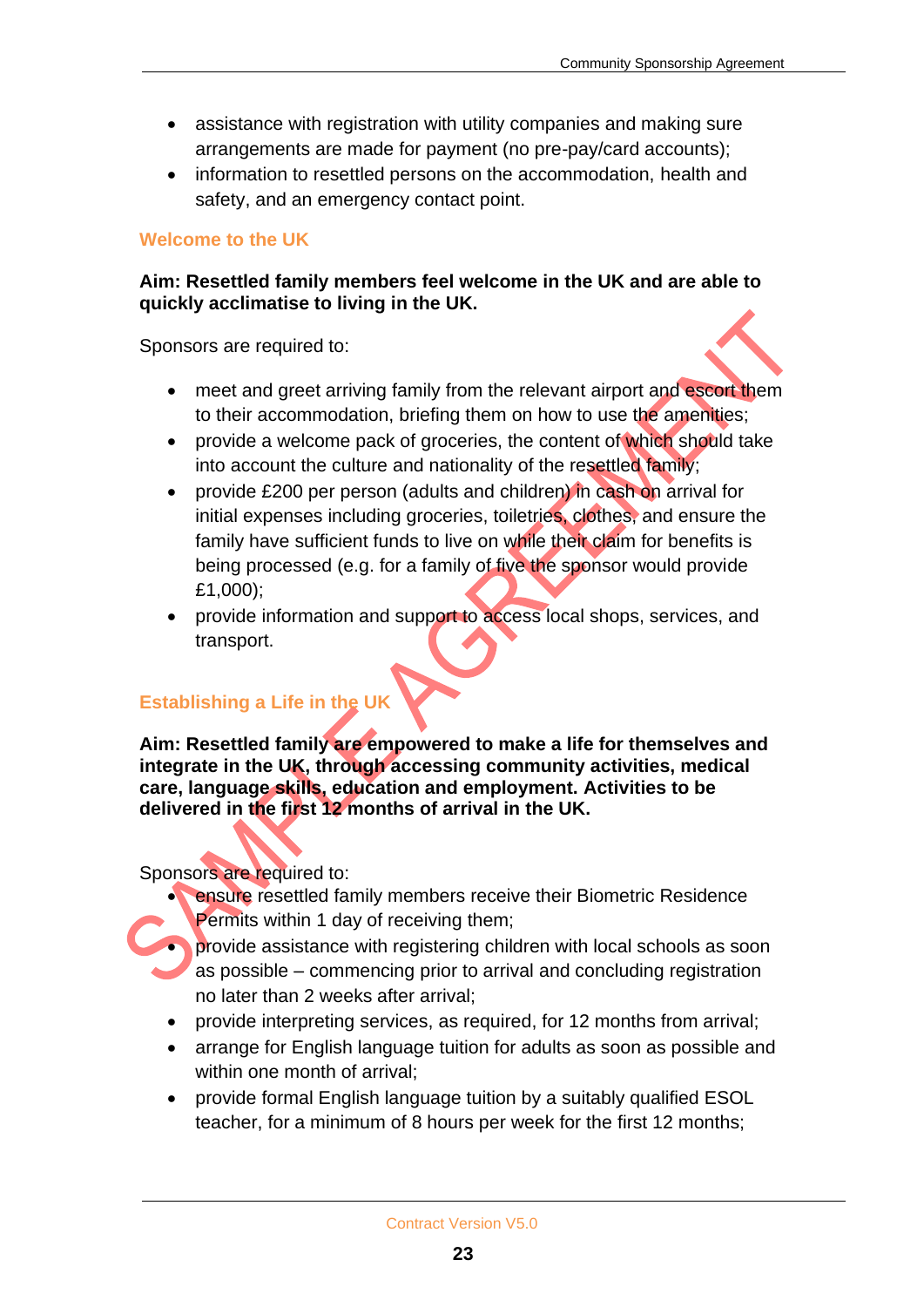- assistance with registration with utility companies and making sure arrangements are made for payment (no pre-pay/card accounts);
- information to resettled persons on the accommodation, health and safety, and an emergency contact point.

### Welcome to the UK

**Aim: Resettled family members feel welcome in the UK and are able to quickly acclimatise to living in the UK.**

Sponsors are required to:

- meet and greet arriving family from the relevant airport and escort them to their accommodation, briefing them on how to use the amenities;
- provide a welcome pack of groceries, the content of which should take into account the culture and nationality of the resettled family;
- provide £200 per person (adults and children) in cash on arrival for initial expenses including groceries, toiletries, clothes, and ensure the family have sufficient funds to live on while their claim for benefits is being processed (e.g. for a family of five the sponsor would provide £1,000);
- provide information and support to access local shops, services, and transport.

### Establishing a Life in the UK

**Aim: Resettled family are empowered to make a life for themselves and integrate in the UK, through accessing community activities, medical care, language skills, education and employment. Activities to be delivered in the first 12 months of arrival in the UK.**

Sponsors are required to:

- ensure resettled family members receive their Biometric Residence Permits within 1 day of receiving them;
- provide assistance with registering children with local schools as soon as possible – commencing prior to arrival and concluding registration no later than 2 weeks after arrival;
- provide interpreting services, as required, for 12 months from arrival;
- arrange for English language tuition for adults as soon as possible and within one month of arrival;
- provide formal English language tuition by a suitably qualified ESOL teacher, for a minimum of 8 hours per week for the first 12 months;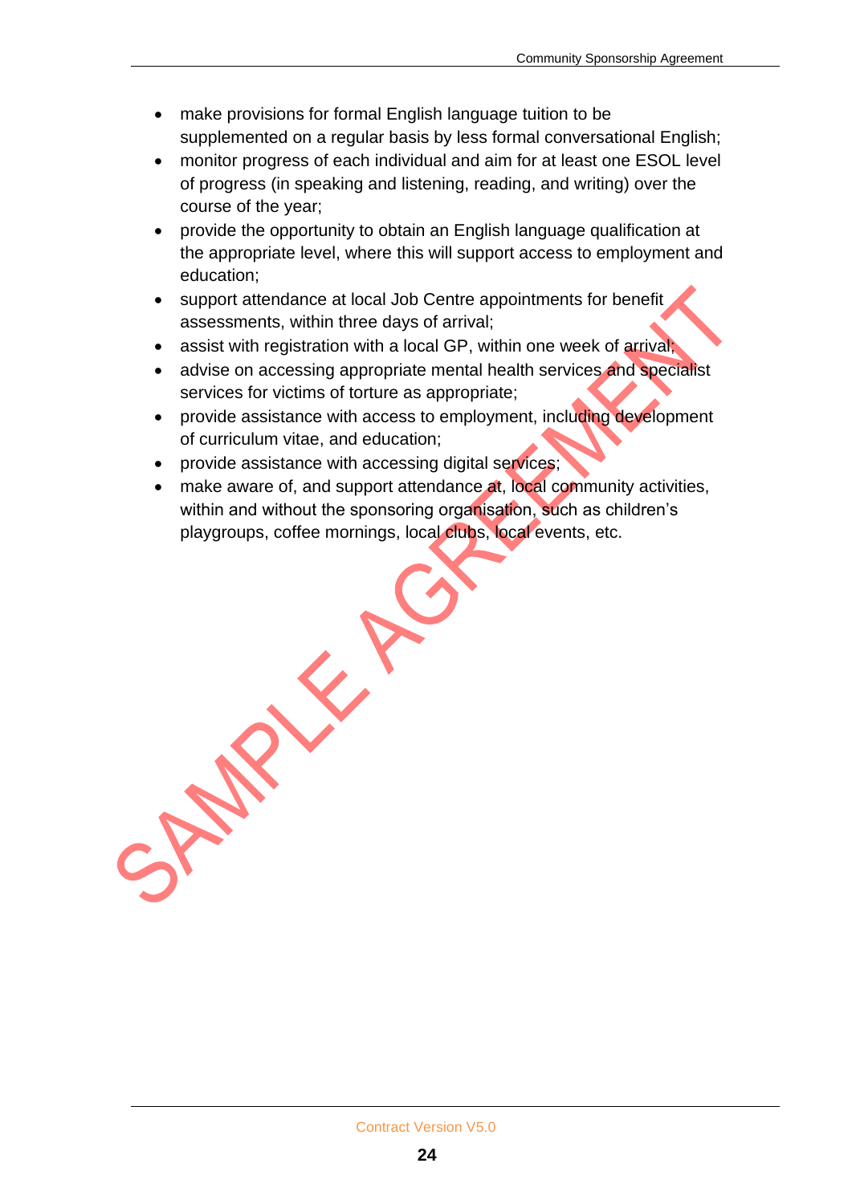- make provisions for formal English language tuition to be supplemented on a regular basis by less formal conversational English;
- monitor progress of each individual and aim for at least one ESOL level of progress (in speaking and listening, reading, and writing) over the course of the year;
- provide the opportunity to obtain an English language qualification at the appropriate level, where this will support access to employment and education;
- support attendance at local Job Centre appointments for benefit assessments, within three days of arrival;
- assist with registration with a local GP, within one week of arrival;
- advise on accessing appropriate mental health services and specialist services for victims of torture as appropriate;
- provide assistance with access to employment, including development of curriculum vitae, and education;
- provide assistance with accessing digital services;
- make aware of, and support attendance at, local community activities, within and without the sponsoring organisation, such as children's playgroups, coffee mornings, local clubs, local events, etc.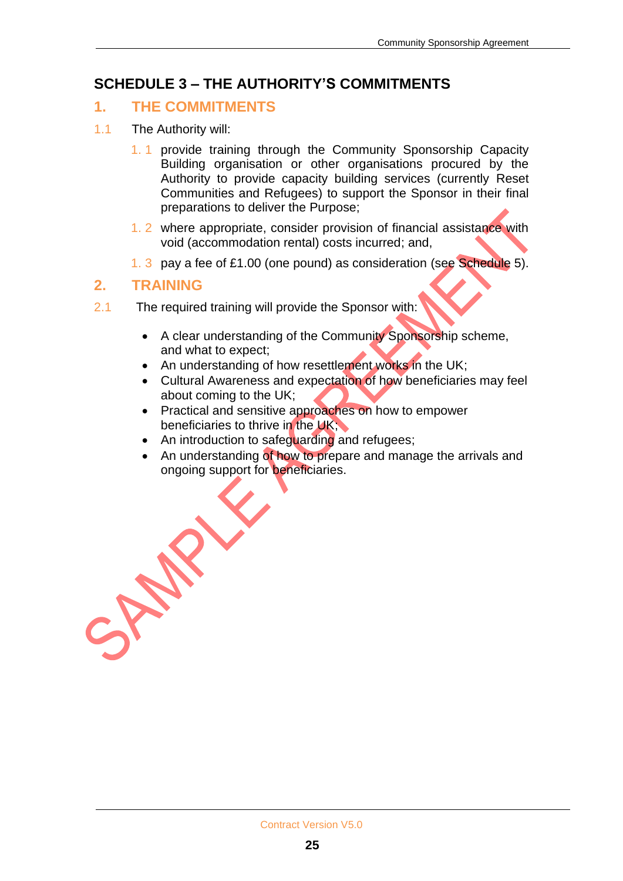# SCHEDULE 3 – THE AUTHORITY'S COMMITMENTS

## 1. THE COMMITMENTS

1.1 The Authority will:

1. 1 provide training through the Community Sponsorship Capacity Building organisation or other organisations procured by the Authority to provide capacity building services (currently Reset Communities and Refugees) to support the Sponsor in their final preparations to deliver the Purpose;

1. 2 where appropriate, consider provision of financial assistance with void (accommodation rental) costs incurred; and,

1. 3 pay a fee of £1.00 (one pound) as consideration (see Schedule 5).

## 2. TRAINING

2.1 The required training will provide the Sponsor with:

- A clear understanding of the Community Sponsorship scheme, and what to expect;
- An understanding of how resettlement works in the UK;
- Cultural Awareness and expectation of how beneficiaries may feel about coming to the UK;
- Practical and sensitive approaches on how to empower beneficiaries to thrive in the UK;
- An introduction to safeguarding and refugees;
- An understanding of how to prepare and manage the arrivals and ongoing support for beneficiaries.

SAMPLE AGREEMENT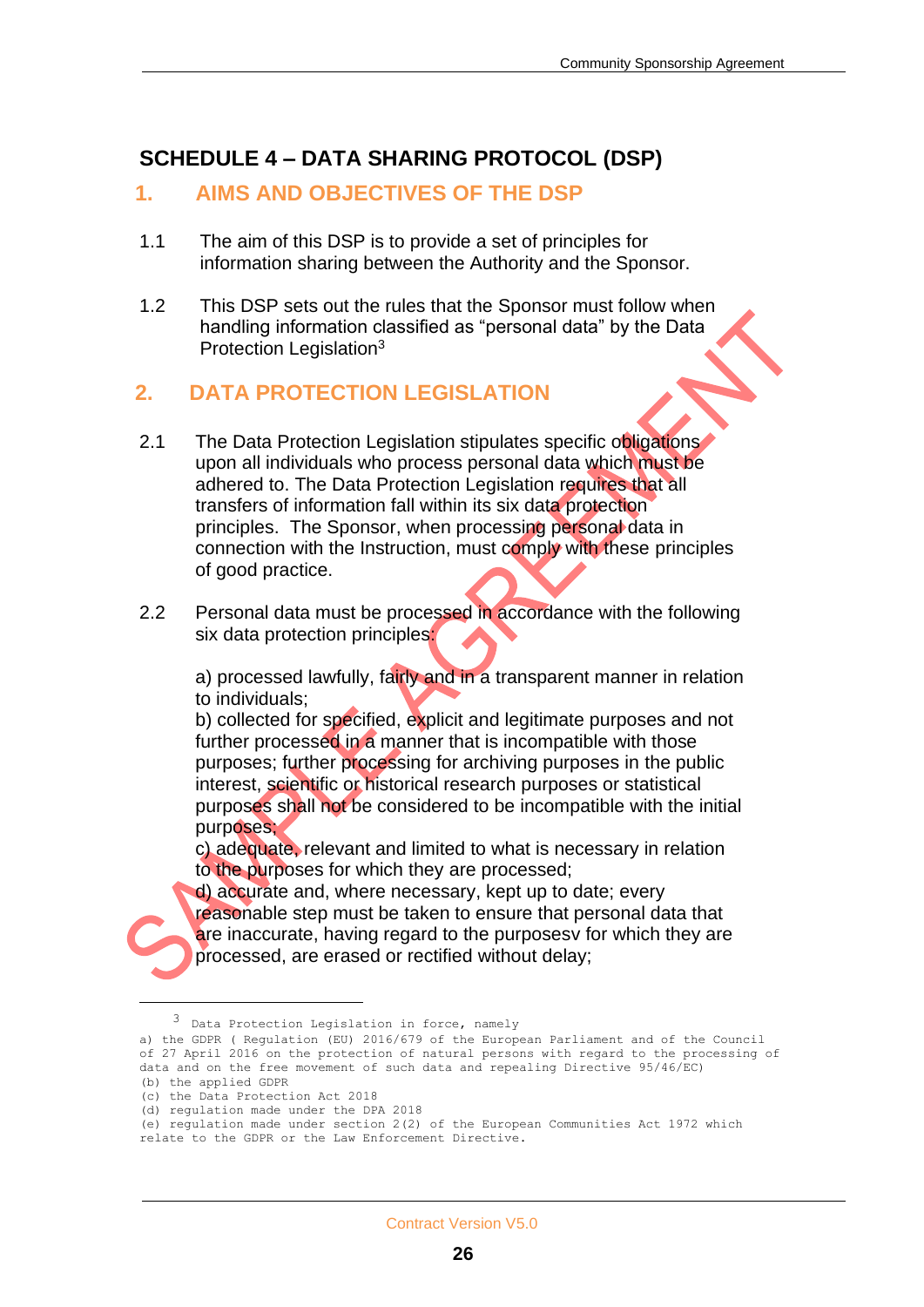# SCHEDULE 4 – DATA SHARING PROTOCOL (DSP)

## 1. AIMS AND OBJECTIVES OF THE DSP

1.1 The aim of this DSP is to provide a set of principles for information sharing between the Authority and the Sponsor.

1.2 This DSP sets out the rules that the Sponsor must follow when handling information classified as "personal data" by the Data Protection Legislation[3]

## 2. DATA PROTECTION LEGISLATION

2.1 The Data Protection Legislation stipulates specific obligations upon all individuals who process personal data which must be adhered to. The Data Protection Legislation requires that all transfers of information fall within its six data protection principles. The Sponsor, when processing personal data in connection with the Instruction, must comply with these principles of good practice.

2.2 Personal data must be processed in accordance with the following six data protection principles:

a) processed lawfully, fairly and in a transparent manner in relation to individuals;
b) collected for specified, explicit and legitimate purposes and not further processed in a manner that is incompatible with those purposes; further processing for archiving purposes in the public interest, scientific or historical research purposes or statistical purposes shall not be considered to be incompatible with the initial purposes;
c) adequate, relevant and limited to what is necessary in relation to the purposes for which they are processed;
d) accurate and, where necessary, kept up to date; every reasonable step must be taken to ensure that personal data that are inaccurate, having regard to the purposesv for which they are processed, are erased or rectified without delay;

---

[3] Data Protection Legislation in force, namely
a) the GDPR ( Regulation (EU) 2016/679 of the European Parliament and of the Council of 27 April 2016 on the protection of natural persons with regard to the processing of data and on the free movement of such data and repealing Directive 95/46/EC)
(b) the applied GDPR
(c) the Data Protection Act 2018
(d) regulation made under the DPA 2018
(e) regulation made under section 2(2) of the European Communities Act 1972 which relate to the GDPR or the Law Enforcement Directive.

Contract Version V5.0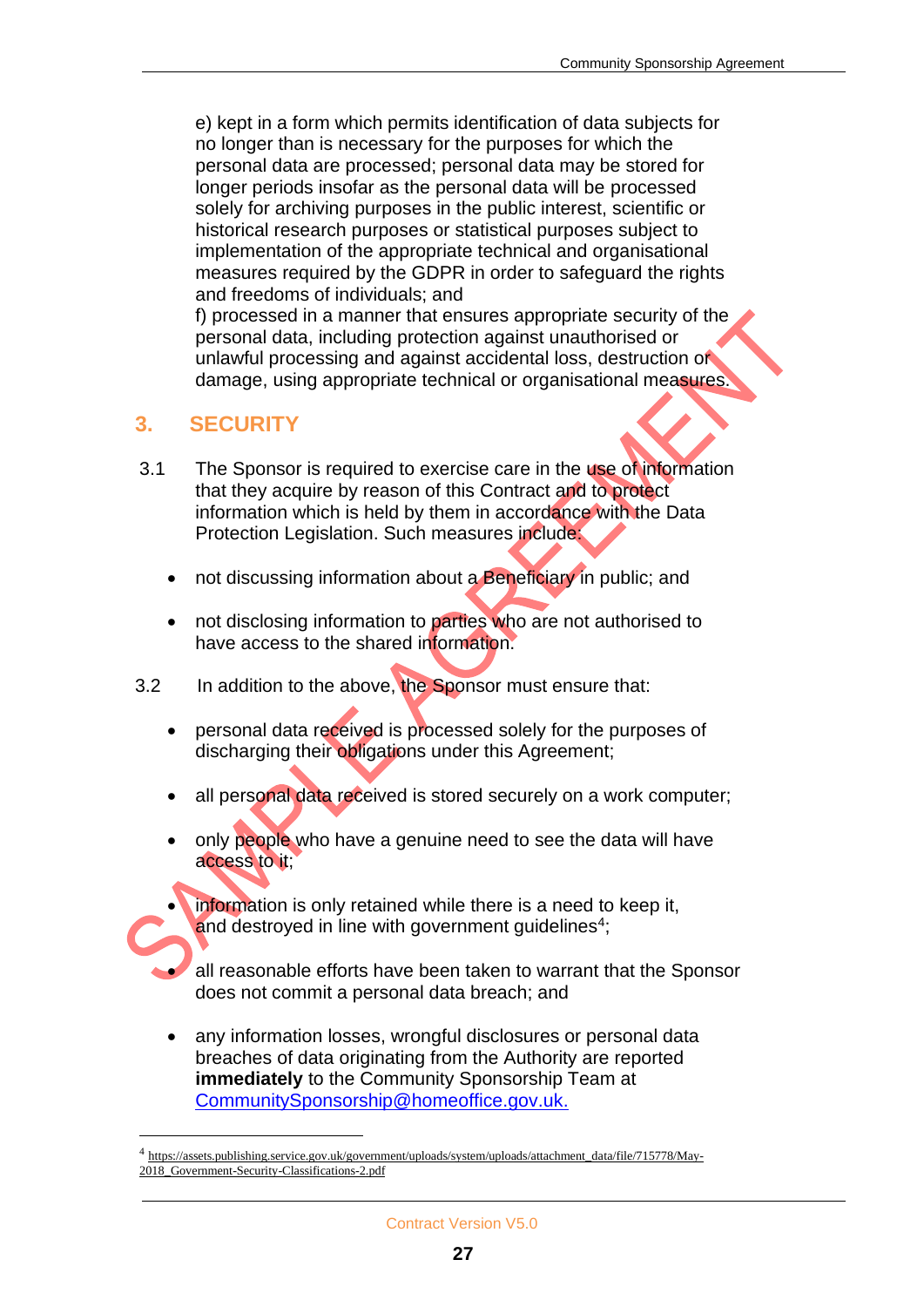e) kept in a form which permits identification of data subjects for no longer than is necessary for the purposes for which the personal data are processed; personal data may be stored for longer periods insofar as the personal data will be processed solely for archiving purposes in the public interest, scientific or historical research purposes or statistical purposes subject to implementation of the appropriate technical and organisational measures required by the GDPR in order to safeguard the rights and freedoms of individuals; and

f) processed in a manner that ensures appropriate security of the personal data, including protection against unauthorised or unlawful processing and against accidental loss, destruction or damage, using appropriate technical or organisational measures.

## 3. SECURITY

3.1 The Sponsor is required to exercise care in the use of information that they acquire by reason of this Contract and to protect information which is held by them in accordance with the Data Protection Legislation. Such measures include:

- not discussing information about a Beneficiary in public; and
- not disclosing information to parties who are not authorised to have access to the shared information.

3.2 In addition to the above, the Sponsor must ensure that:

- personal data received is processed solely for the purposes of discharging their obligations under this Agreement;
- all personal data received is stored securely on a work computer;
- only people who have a genuine need to see the data will have access to it;
- information is only retained while there is a need to keep it, and destroyed in line with government guidelines[4];
- all reasonable efforts have been taken to warrant that the Sponsor does not commit a personal data breach; and
- any information losses, wrongful disclosures or personal data breaches of data originating from the Authority are reported **immediately** to the Community Sponsorship Team at [CommunitySponsorship@homeoffice.gov.uk.](mailto:CommunitySponsorship@homeoffice.gov.uk)

---

[4] https://assets.publishing.service.gov.uk/government/uploads/system/uploads/attachment_data/file/715778/May-2018_Government-Security-Classifications-2.pdf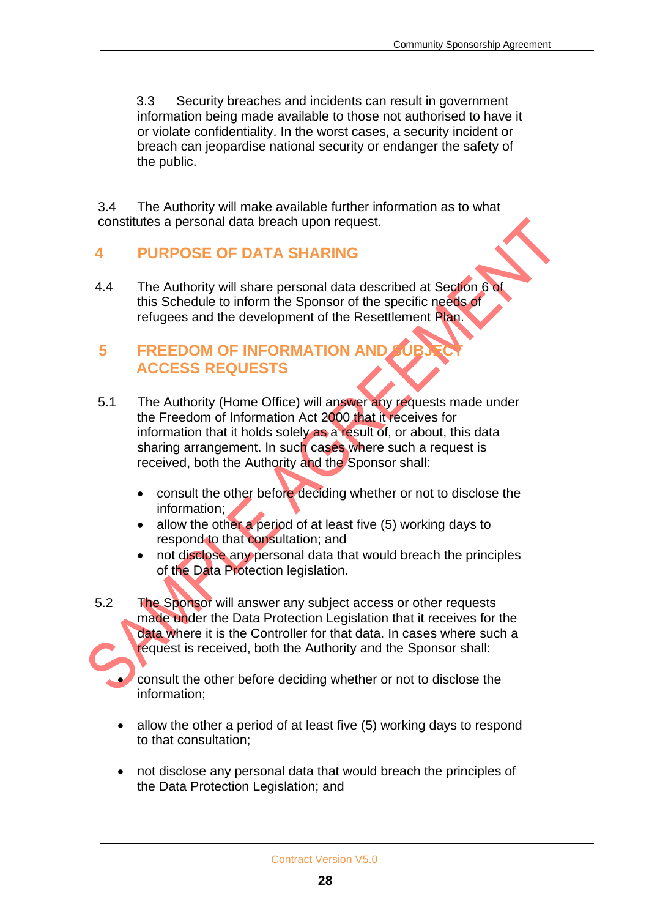3.3 Security breaches and incidents can result in government information being made available to those not authorised to have it or violate confidentiality. In the worst cases, a security incident or breach can jeopardise national security or endanger the safety of the public.

3.4 The Authority will make available further information as to what constitutes a personal data breach upon request.

## 4 PURPOSE OF DATA SHARING

4.4 The Authority will share personal data described at Section 6 of this Schedule to inform the Sponsor of the specific needs of refugees and the development of the Resettlement Plan.

## 5 FREEDOM OF INFORMATION AND SUBJECT ACCESS REQUESTS

5.1 The Authority (Home Office) will answer any requests made under the Freedom of Information Act 2000 that it receives for information that it holds solely as a result of, or about, this data sharing arrangement. In such cases where such a request is received, both the Authority and the Sponsor shall:

- consult the other before deciding whether or not to disclose the information;
- allow the other a period of at least five (5) working days to respond to that consultation; and
- not disclose any personal data that would breach the principles of the Data Protection legislation.

5.2 The Sponsor will answer any subject access or other requests made under the Data Protection Legislation that it receives for the data where it is the Controller for that data. In cases where such a request is received, both the Authority and the Sponsor shall:

- consult the other before deciding whether or not to disclose the information;
- allow the other a period of at least five (5) working days to respond to that consultation;
- not disclose any personal data that would breach the principles of the Data Protection Legislation; and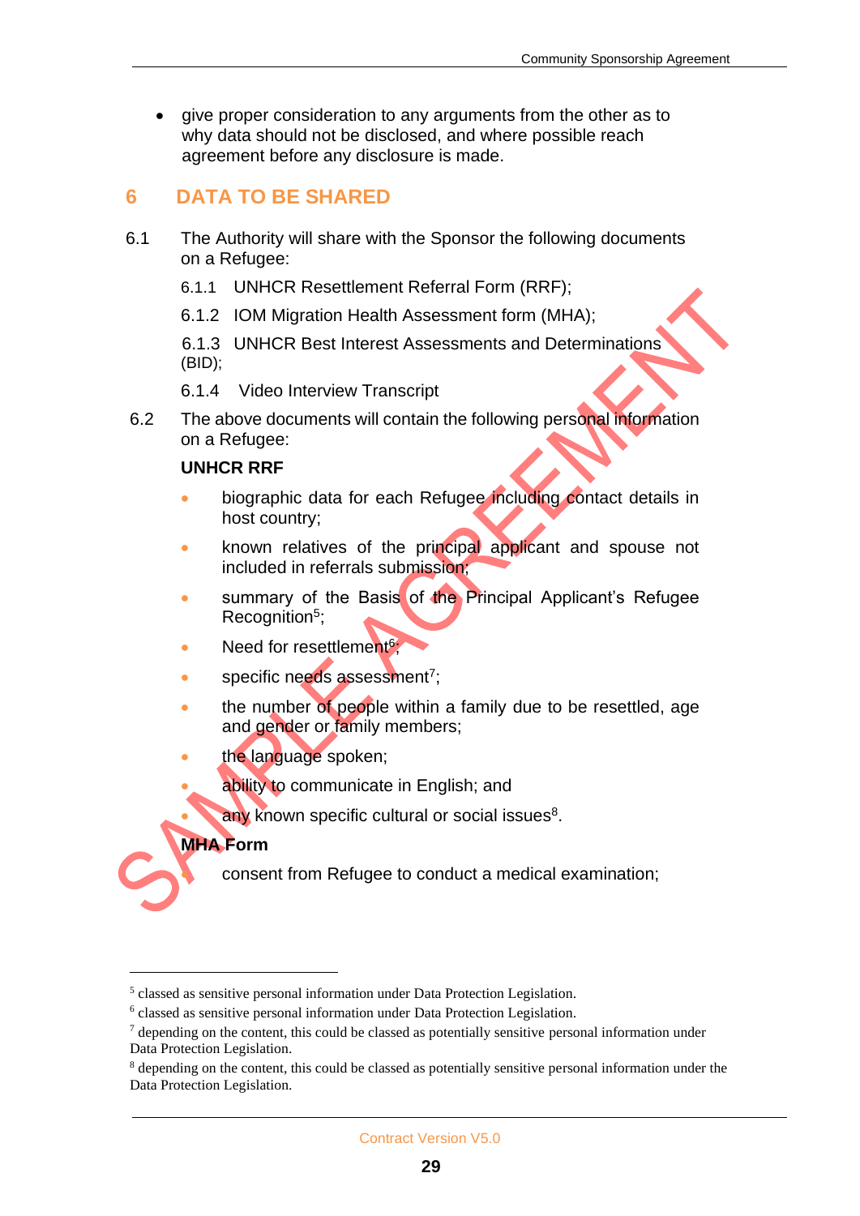- give proper consideration to any arguments from the other as to why data should not be disclosed, and where possible reach agreement before any disclosure is made.

## 6 DATA TO BE SHARED

6.1 The Authority will share with the Sponsor the following documents on a Refugee:

6.1.1 UNHCR Resettlement Referral Form (RRF);

6.1.2 IOM Migration Health Assessment form (MHA);

6.1.3 UNHCR Best Interest Assessments and Determinations (BID);

6.1.4 Video Interview Transcript

6.2 The above documents will contain the following personal information on a Refugee:

**UNHCR RRF**

- biographic data for each Refugee including contact details in host country;
- known relatives of the principal applicant and spouse not included in referrals submission;
- summary of the Basis of the Principal Applicant's Refugee Recognition[5];
- Need for resettlement[6];
- specific needs assessment[7];
- the number of people within a family due to be resettled, age and gender or family members;
- the language spoken;
- ability to communicate in English; and
- any known specific cultural or social issues[8].

**MHA Form**

- consent from Refugee to conduct a medical examination;

---

[5] classed as sensitive personal information under Data Protection Legislation.

[6] classed as sensitive personal information under Data Protection Legislation.

[7] depending on the content, this could be classed as potentially sensitive personal information under Data Protection Legislation.

[8] depending on the content, this could be classed as potentially sensitive personal information under the Data Protection Legislation.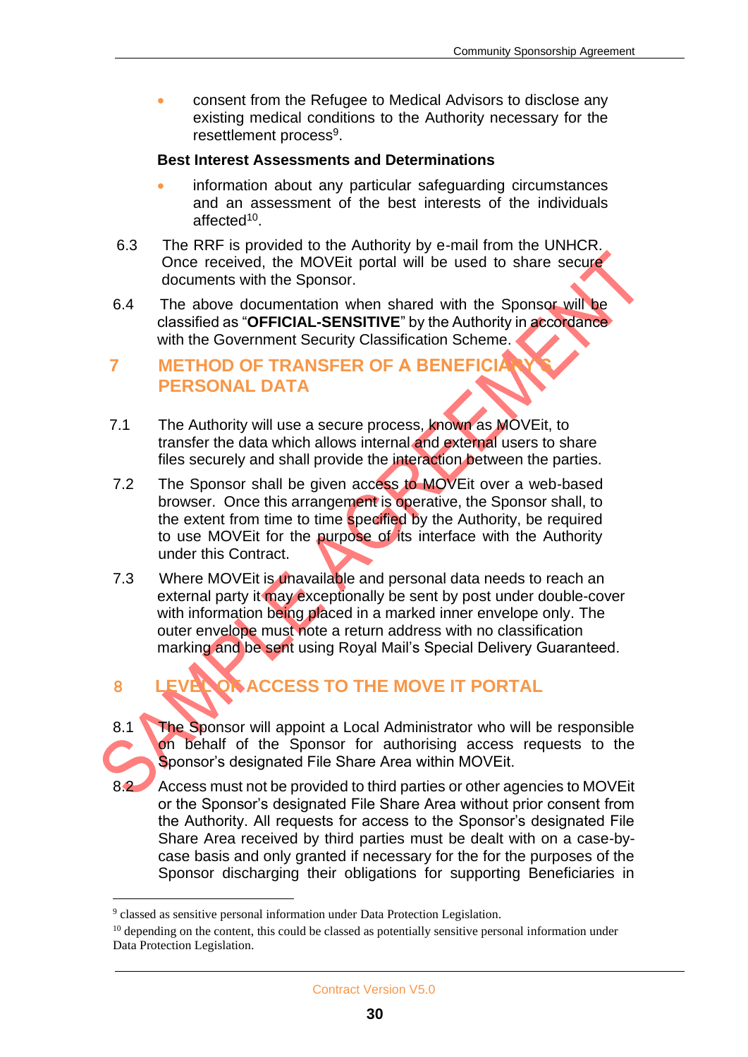- consent from the Refugee to Medical Advisors to disclose any existing medical conditions to the Authority necessary for the resettlement process[9].

**Best Interest Assessments and Determinations**

- information about any particular safeguarding circumstances and an assessment of the best interests of the individuals affected[10].

6.3 The RRF is provided to the Authority by e-mail from the UNHCR. Once received, the MOVEit portal will be used to share secure documents with the Sponsor.

6.4 The above documentation when shared with the Sponsor will be classified as "**OFFICIAL-SENSITIVE**" by the Authority in accordance with the Government Security Classification Scheme.

## 7 METHOD OF TRANSFER OF A BENEFICIARY'S PERSONAL DATA

7.1 The Authority will use a secure process, known as MOVEit, to transfer the data which allows internal and external users to share files securely and shall provide the interaction between the parties.

7.2 The Sponsor shall be given access to MOVEit over a web-based browser. Once this arrangement is operative, the Sponsor shall, to the extent from time to time specified by the Authority, be required to use MOVEit for the purpose of its interface with the Authority under this Contract.

7.3 Where MOVEit is unavailable and personal data needs to reach an external party it may exceptionally be sent by post under double-cover with information being placed in a marked inner envelope only. The outer envelope must note a return address with no classification marking and be sent using Royal Mail's Special Delivery Guaranteed.

## 8 LEVEL OF ACCESS TO THE MOVE IT PORTAL

8.1 The Sponsor will appoint a Local Administrator who will be responsible on behalf of the Sponsor for authorising access requests to the Sponsor's designated File Share Area within MOVEit.

8.2 Access must not be provided to third parties or other agencies to MOVEit or the Sponsor's designated File Share Area without prior consent from the Authority. All requests for access to the Sponsor's designated File Share Area received by third parties must be dealt with on a case-by-case basis and only granted if necessary for the for the purposes of the Sponsor discharging their obligations for supporting Beneficiaries in

---

[9] classed as sensitive personal information under Data Protection Legislation.

[10] depending on the content, this could be classed as potentially sensitive personal information under Data Protection Legislation.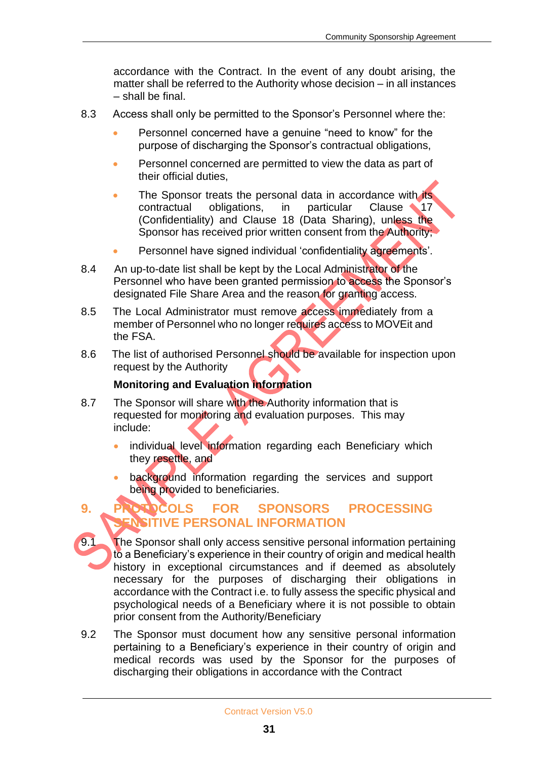accordance with the Contract. In the event of any doubt arising, the matter shall be referred to the Authority whose decision – in all instances – shall be final.

8.3 Access shall only be permitted to the Sponsor's Personnel where the:

- Personnel concerned have a genuine "need to know" for the purpose of discharging the Sponsor's contractual obligations,
- Personnel concerned are permitted to view the data as part of their official duties,
- The Sponsor treats the personal data in accordance with its contractual obligations, in particular Clause 17 (Confidentiality) and Clause 18 (Data Sharing), unless the Sponsor has received prior written consent from the Authority;
- Personnel have signed individual 'confidentiality agreements'.

8.4 An up-to-date list shall be kept by the Local Administrator of the Personnel who have been granted permission to access the Sponsor's designated File Share Area and the reason for granting access.

8.5 The Local Administrator must remove access immediately from a member of Personnel who no longer requires access to MOVEit and the FSA.

8.6 The list of authorised Personnel should be available for inspection upon request by the Authority

**Monitoring and Evaluation information**

8.7 The Sponsor will share with the Authority information that is requested for monitoring and evaluation purposes. This may include:

- individual level information regarding each Beneficiary which they resettle, and
- background information regarding the services and support being provided to beneficiaries.

## 9. PROTOCOLS FOR SPONSORS PROCESSING SENSITIVE PERSONAL INFORMATION

9.1 The Sponsor shall only access sensitive personal information pertaining to a Beneficiary's experience in their country of origin and medical health history in exceptional circumstances and if deemed as absolutely necessary for the purposes of discharging their obligations in accordance with the Contract i.e. to fully assess the specific physical and psychological needs of a Beneficiary where it is not possible to obtain prior consent from the Authority/Beneficiary

9.2 The Sponsor must document how any sensitive personal information pertaining to a Beneficiary's experience in their country of origin and medical records was used by the Sponsor for the purposes of discharging their obligations in accordance with the Contract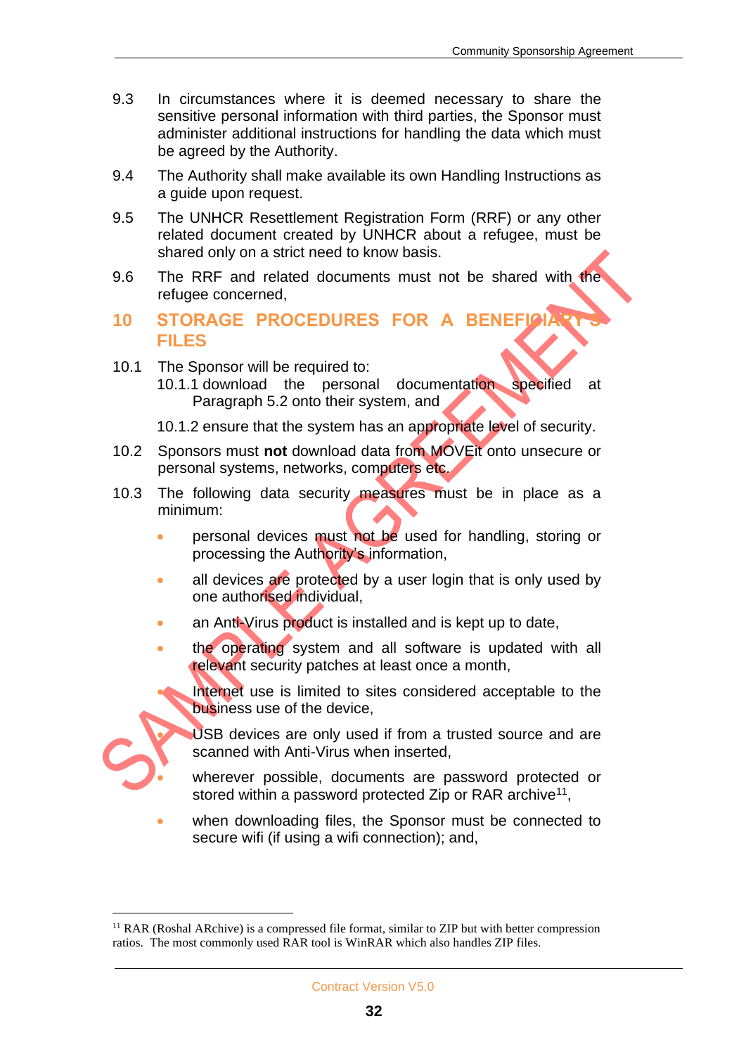9.3 In circumstances where it is deemed necessary to share the sensitive personal information with third parties, the Sponsor must administer additional instructions for handling the data which must be agreed by the Authority.

9.4 The Authority shall make available its own Handling Instructions as a guide upon request.

9.5 The UNHCR Resettlement Registration Form (RRF) or any other related document created by UNHCR about a refugee, must be shared only on a strict need to know basis.

9.6 The RRF and related documents must not be shared with the refugee concerned,

## 10 STORAGE PROCEDURES FOR A BENEFICIARY'S FILES

10.1 The Sponsor will be required to:

10.1.1 download the personal documentation specified at Paragraph 5.2 onto their system, and

10.1.2 ensure that the system has an appropriate level of security.

10.2 Sponsors must **not** download data from MOVEit onto unsecure or personal systems, networks, computers etc.

10.3 The following data security measures must be in place as a minimum:

- personal devices must not be used for handling, storing or processing the Authority's information,
- all devices are protected by a user login that is only used by one authorised individual,
- an Anti-Virus product is installed and is kept up to date,
- the operating system and all software is updated with all relevant security patches at least once a month,
- Internet use is limited to sites considered acceptable to the business use of the device,
- USB devices are only used if from a trusted source and are scanned with Anti-Virus when inserted,
- wherever possible, documents are password protected or stored within a password protected Zip or RAR archive[11],
- when downloading files, the Sponsor must be connected to secure wifi (if using a wifi connection); and,

[11] RAR (Roshal ARchive) is a compressed file format, similar to ZIP but with better compression ratios. The most commonly used RAR tool is WinRAR which also handles ZIP files.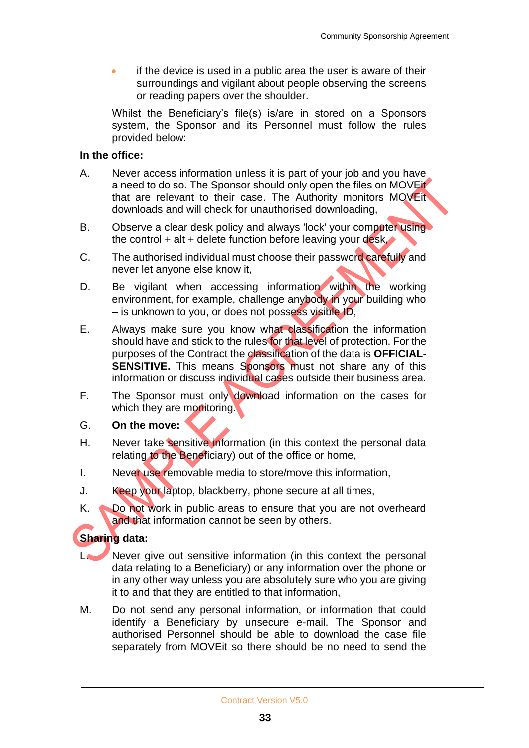- if the device is used in a public area the user is aware of their surroundings and vigilant about people observing the screens or reading papers over the shoulder.

Whilst the Beneficiary's file(s) is/are in stored on a Sponsors system, the Sponsor and its Personnel must follow the rules provided below:

**In the office:**

A. Never access information unless it is part of your job and you have a need to do so. The Sponsor should only open the files on MOVEit that are relevant to their case. The Authority monitors MOVEit downloads and will check for unauthorised downloading,

B. Observe a clear desk policy and always 'lock' your computer using the control + alt + delete function before leaving your desk,

C. The authorised individual must choose their password carefully and never let anyone else know it,

D. Be vigilant when accessing information within the working environment, for example, challenge anybody in your building who – is unknown to you, or does not possess visible ID,

E. Always make sure you know what classification the information should have and stick to the rules for that level of protection. For the purposes of the Contract the classification of the data is **OFFICIAL-SENSITIVE.** This means Sponsors must not share any of this information or discuss individual cases outside their business area.

F. The Sponsor must only download information on the cases for which they are monitoring.

G. **On the move:**

H. Never take sensitive information (in this context the personal data relating to the Beneficiary) out of the office or home,

I. Never use removable media to store/move this information,

J. Keep your laptop, blackberry, phone secure at all times,

K. Do not work in public areas to ensure that you are not overheard and that information cannot be seen by others.

**Sharing data:**

L. Never give out sensitive information (in this context the personal data relating to a Beneficiary) or any information over the phone or in any other way unless you are absolutely sure who you are giving it to and that they are entitled to that information,

M. Do not send any personal information, or information that could identify a Beneficiary by unsecure e-mail. The Sponsor and authorised Personnel should be able to download the case file separately from MOVEit so there should be no need to send the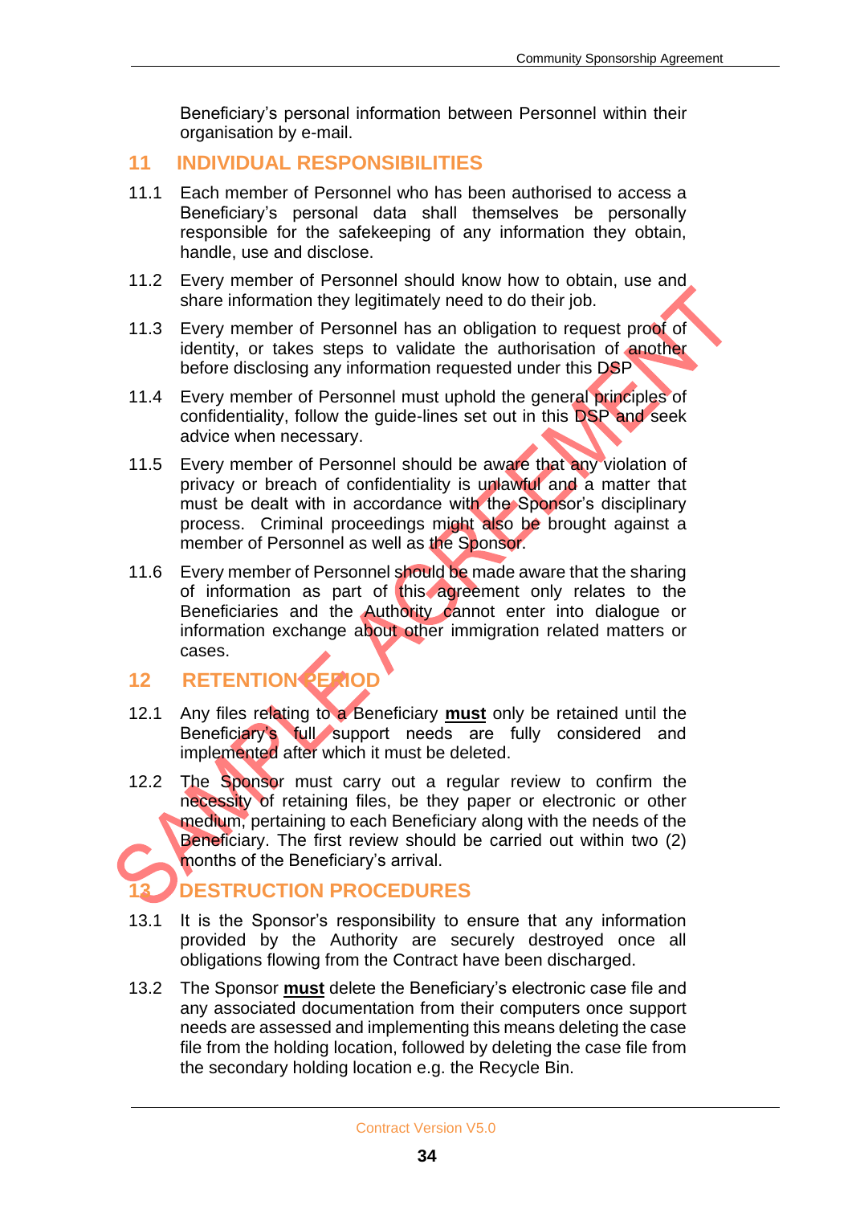Beneficiary's personal information between Personnel within their organisation by e-mail.

## 11 INDIVIDUAL RESPONSIBILITIES

11.1 Each member of Personnel who has been authorised to access a Beneficiary's personal data shall themselves be personally responsible for the safekeeping of any information they obtain, handle, use and disclose.

11.2 Every member of Personnel should know how to obtain, use and share information they legitimately need to do their job.

11.3 Every member of Personnel has an obligation to request proof of identity, or takes steps to validate the authorisation of another before disclosing any information requested under this DSP

11.4 Every member of Personnel must uphold the general principles of confidentiality, follow the guide-lines set out in this DSP and seek advice when necessary.

11.5 Every member of Personnel should be aware that any violation of privacy or breach of confidentiality is unlawful and a matter that must be dealt with in accordance with the Sponsor's disciplinary process. Criminal proceedings might also be brought against a member of Personnel as well as the Sponsor.

11.6 Every member of Personnel should be made aware that the sharing of information as part of this agreement only relates to the Beneficiaries and the Authority cannot enter into dialogue or information exchange about other immigration related matters or cases.

## 12 RETENTION PERIOD

12.1 Any files relating to a Beneficiary **must** only be retained until the Beneficiary's full support needs are fully considered and implemented after which it must be deleted.

12.2 The Sponsor must carry out a regular review to confirm the necessity of retaining files, be they paper or electronic or other medium, pertaining to each Beneficiary along with the needs of the Beneficiary. The first review should be carried out within two (2) months of the Beneficiary's arrival.

## 13 DESTRUCTION PROCEDURES

13.1 It is the Sponsor's responsibility to ensure that any information provided by the Authority are securely destroyed once all obligations flowing from the Contract have been discharged.

13.2 The Sponsor **must** delete the Beneficiary's electronic case file and any associated documentation from their computers once support needs are assessed and implementing this means deleting the case file from the holding location, followed by deleting the case file from the secondary holding location e.g. the Recycle Bin.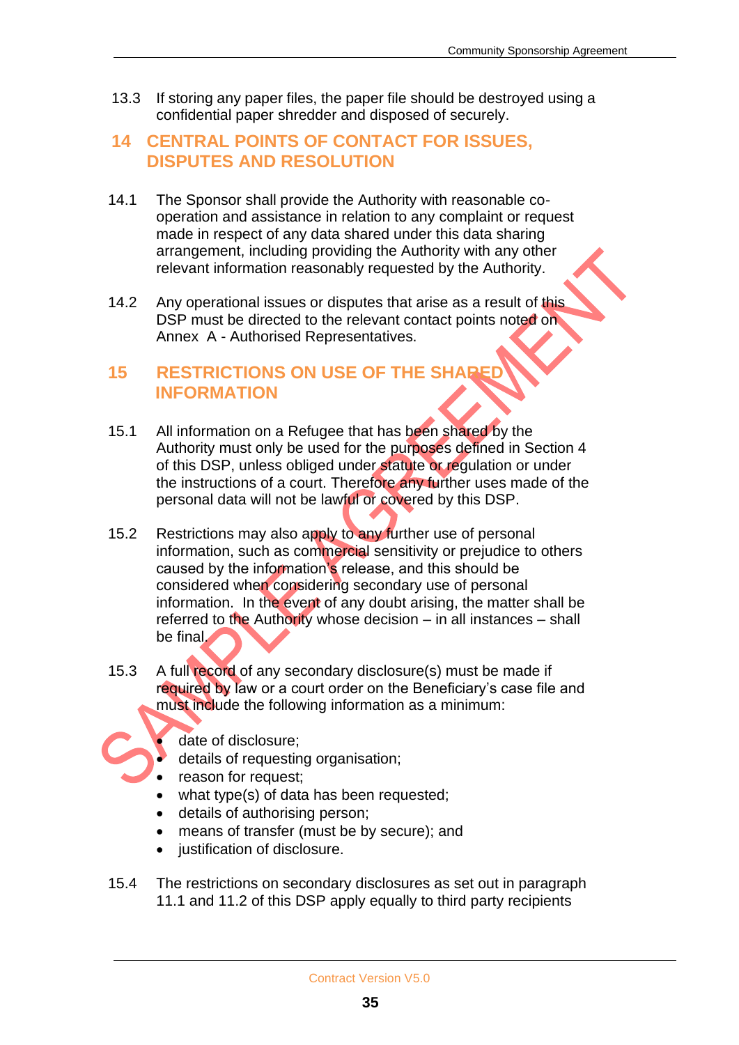13.3 If storing any paper files, the paper file should be destroyed using a confidential paper shredder and disposed of securely.

## 14 CENTRAL POINTS OF CONTACT FOR ISSUES, DISPUTES AND RESOLUTION

14.1 The Sponsor shall provide the Authority with reasonable co-operation and assistance in relation to any complaint or request made in respect of any data shared under this data sharing arrangement, including providing the Authority with any other relevant information reasonably requested by the Authority.

14.2 Any operational issues or disputes that arise as a result of this DSP must be directed to the relevant contact points noted on Annex A - Authorised Representatives.

## 15 RESTRICTIONS ON USE OF THE SHARED INFORMATION

15.1 All information on a Refugee that has been shared by the Authority must only be used for the purposes defined in Section 4 of this DSP, unless obliged under statute or regulation or under the instructions of a court. Therefore any further uses made of the personal data will not be lawful or covered by this DSP.

15.2 Restrictions may also apply to any further use of personal information, such as commercial sensitivity or prejudice to others caused by the information's release, and this should be considered when considering secondary use of personal information. In the event of any doubt arising, the matter shall be referred to the Authority whose decision – in all instances – shall be final.

15.3 A full record of any secondary disclosure(s) must be made if required by law or a court order on the Beneficiary's case file and must include the following information as a minimum:

- date of disclosure;
- details of requesting organisation;
- reason for request;
- what type(s) of data has been requested;
- details of authorising person;
- means of transfer (must be by secure); and
- justification of disclosure.

15.4 The restrictions on secondary disclosures as set out in paragraph 11.1 and 11.2 of this DSP apply equally to third party recipients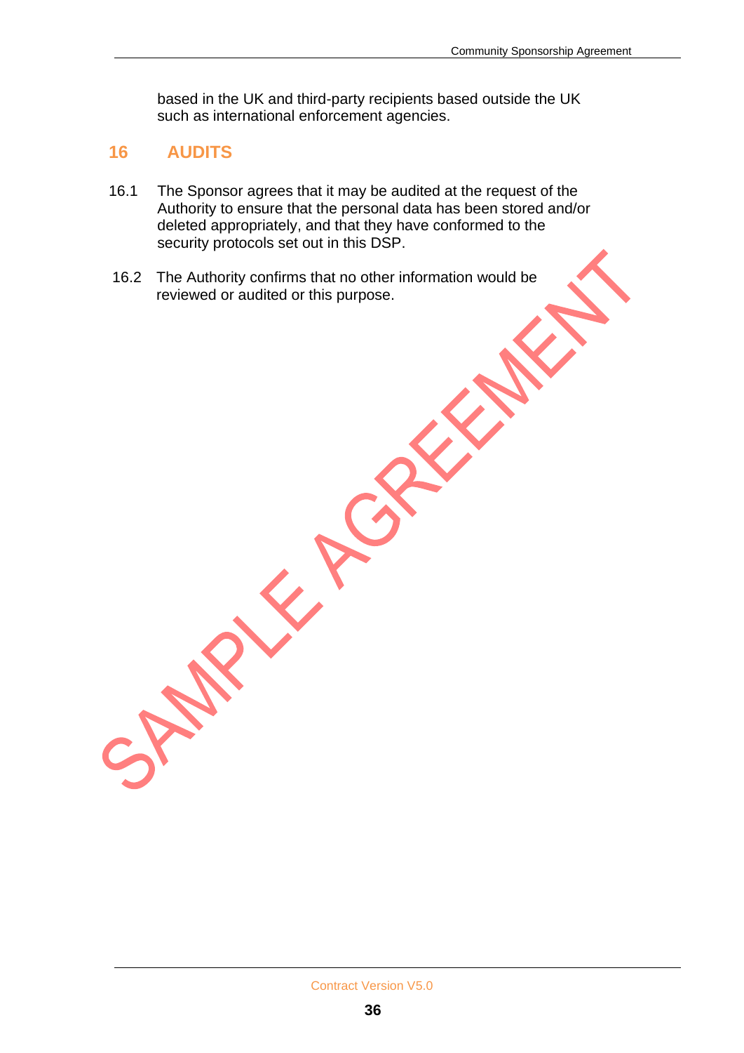based in the UK and third-party recipients based outside the UK such as international enforcement agencies.

## 16 AUDITS

16.1 The Sponsor agrees that it may be audited at the request of the Authority to ensure that the personal data has been stored and/or deleted appropriately, and that they have conformed to the security protocols set out in this DSP.

16.2 The Authority confirms that no other information would be reviewed or audited or this purpose.

SAMPLE AGREEMENT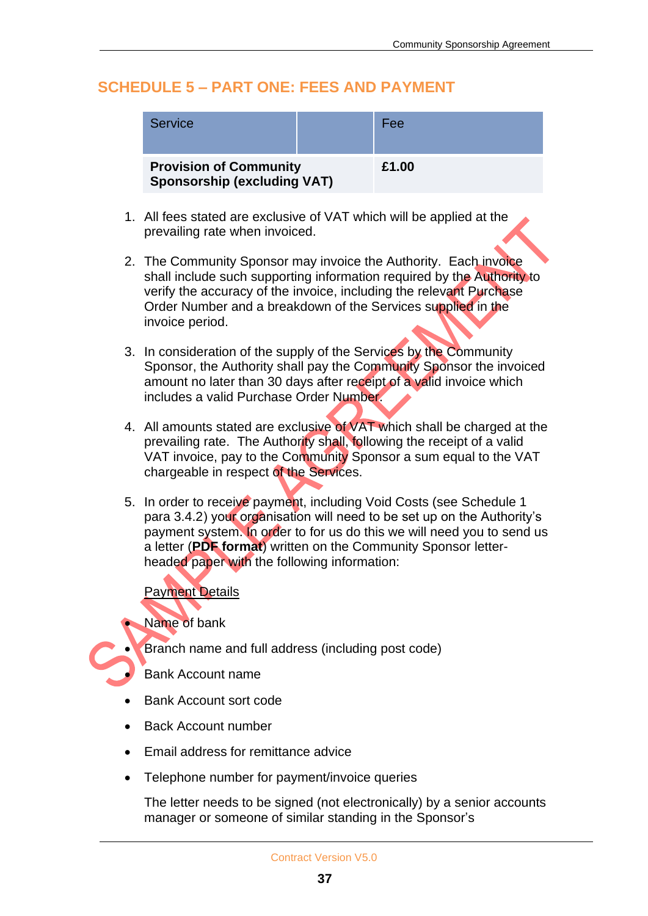## SCHEDULE 5 – PART ONE: FEES AND PAYMENT

| Service | | Fee |
|---|---|---|
| **Provision of Community Sponsorship (excluding VAT)** | | **£1.00** |

1. All fees stated are exclusive of VAT which will be applied at the prevailing rate when invoiced.

2. The Community Sponsor may invoice the Authority. Each invoice shall include such supporting information required by the Authority to verify the accuracy of the invoice, including the relevant Purchase Order Number and a breakdown of the Services supplied in the invoice period.

3. In consideration of the supply of the Services by the Community Sponsor, the Authority shall pay the Community Sponsor the invoiced amount no later than 30 days after receipt of a valid invoice which includes a valid Purchase Order Number.

4. All amounts stated are exclusive of VAT which shall be charged at the prevailing rate. The Authority shall, following the receipt of a valid VAT invoice, pay to the Community Sponsor a sum equal to the VAT chargeable in respect of the Services.

5. In order to receive payment, including Void Costs (see Schedule 1 para 3.4.2) your organisation will need to be set up on the Authority's payment system. In order to for us do this we will need you to send us a letter (**PDF format**) written on the Community Sponsor letter-headed paper with the following information:

   Payment Details

   - Name of bank
   - Branch name and full address (including post code)
   - Bank Account name
   - Bank Account sort code
   - Back Account number
   - Email address for remittance advice
   - Telephone number for payment/invoice queries

   The letter needs to be signed (not electronically) by a senior accounts manager or someone of similar standing in the Sponsor's

SAMPLE AGREEMENT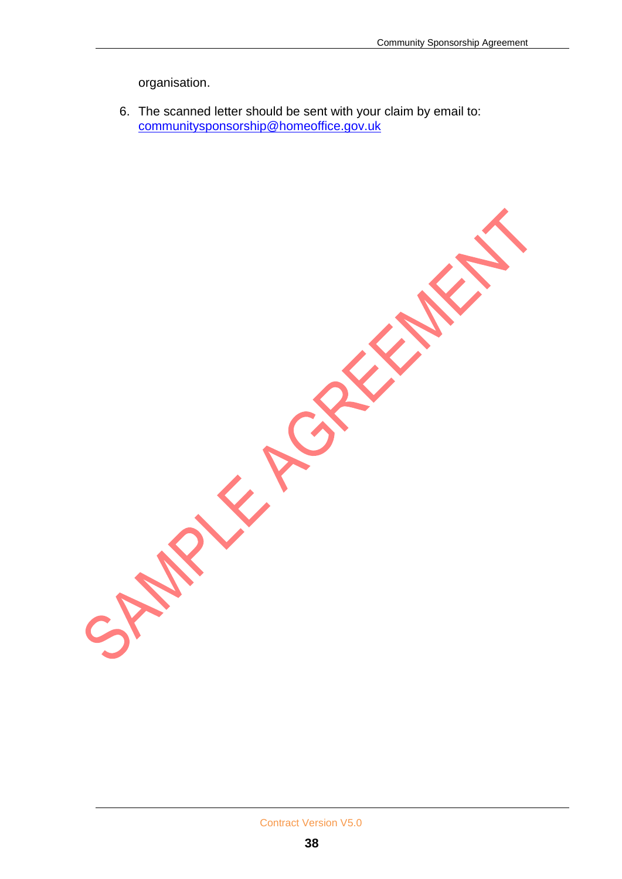organisation.

6. The scanned letter should be sent with your claim by email to: communitysponsorship@homeoffice.gov.uk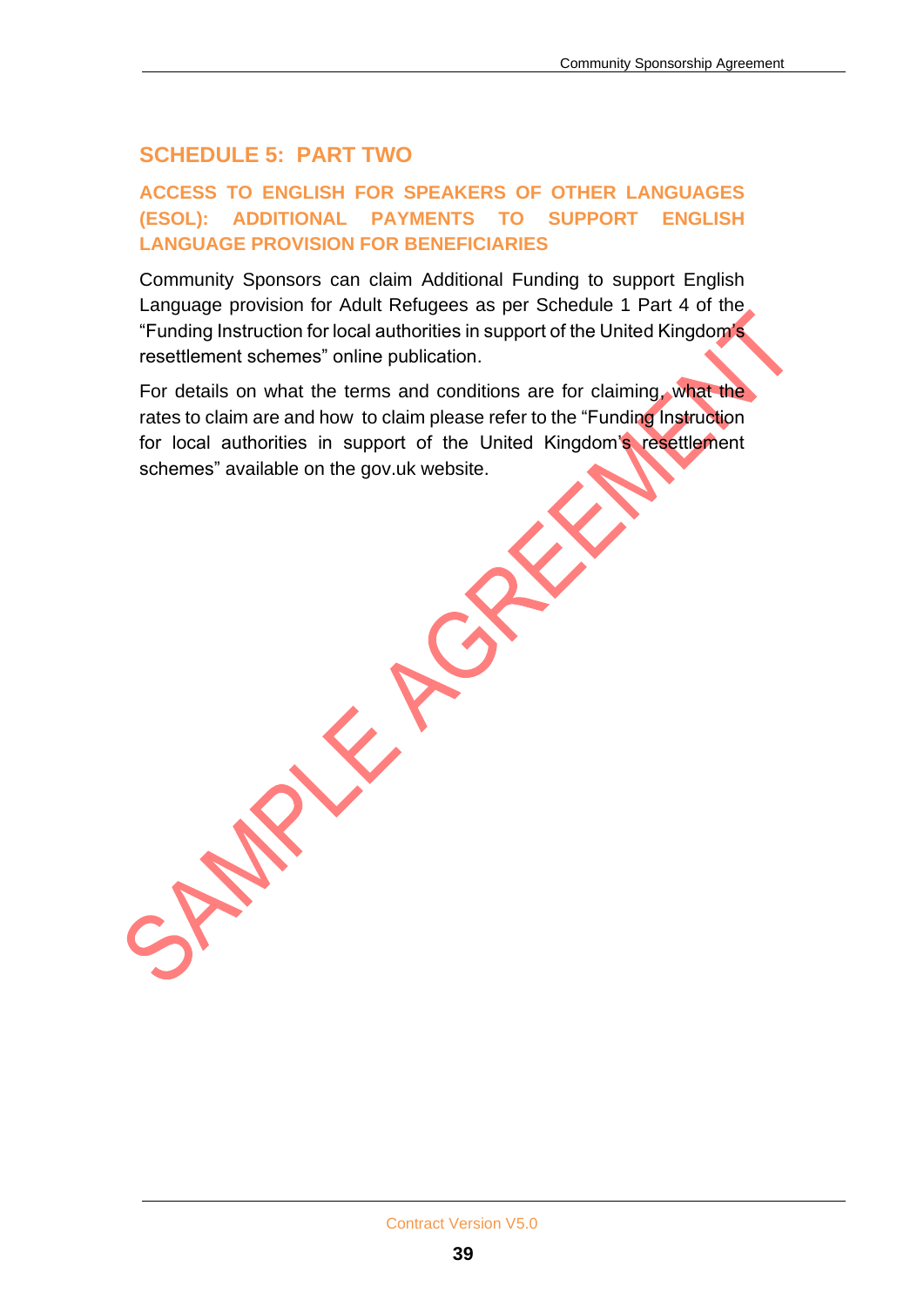## SCHEDULE 5: PART TWO

### ACCESS TO ENGLISH FOR SPEAKERS OF OTHER LANGUAGES (ESOL): ADDITIONAL PAYMENTS TO SUPPORT ENGLISH LANGUAGE PROVISION FOR BENEFICIARIES

Community Sponsors can claim Additional Funding to support English Language provision for Adult Refugees as per Schedule 1 Part 4 of the "Funding Instruction for local authorities in support of the United Kingdom's resettlement schemes" online publication.

For details on what the terms and conditions are for claiming, what the rates to claim are and how to claim please refer to the "Funding Instruction for local authorities in support of the United Kingdom's resettlement schemes" available on the gov.uk website.

SAMPLE AGREEMENT

Contract Version V5.0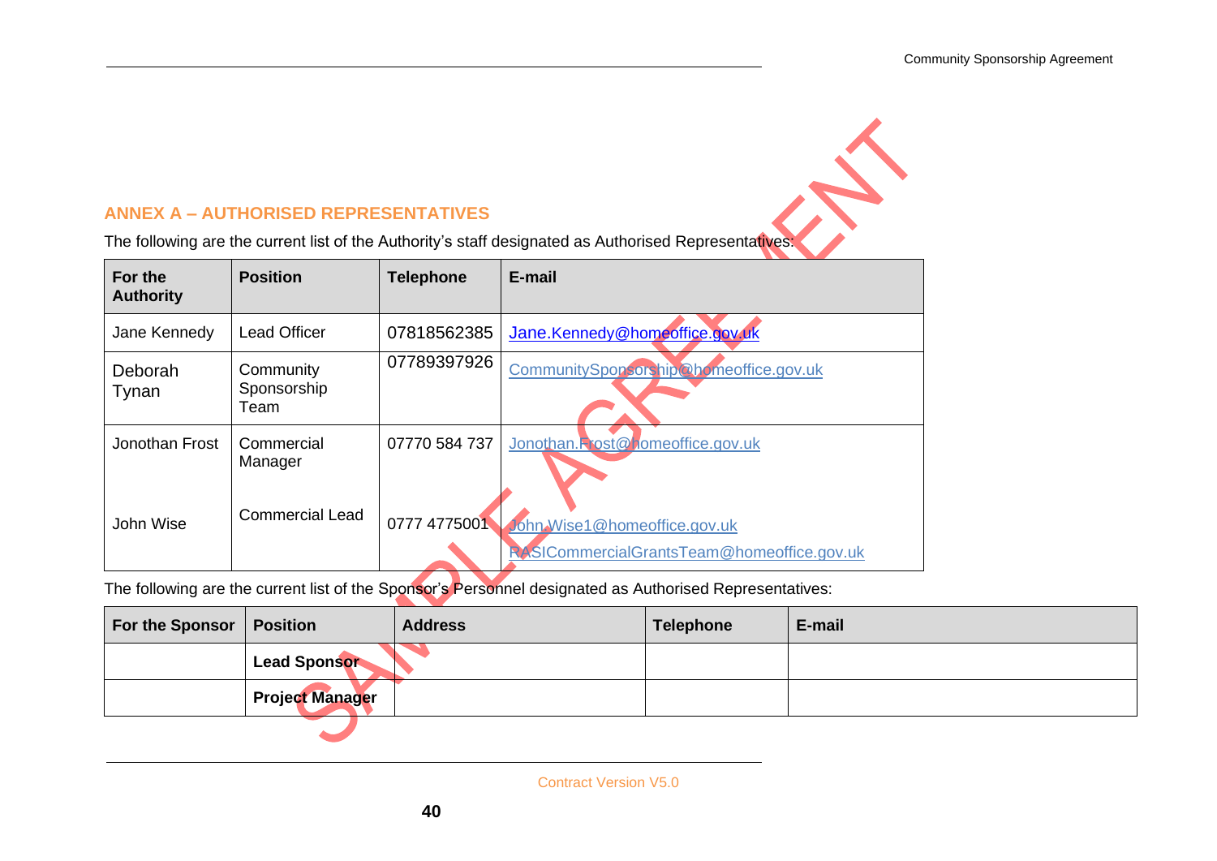## ANNEX A – AUTHORISED REPRESENTATIVES

The following are the current list of the Authority's staff designated as Authorised Representatives:

| For the Authority | Position | Telephone | E-mail |
|---|---|---|---|
| Jane Kennedy | Lead Officer | 07818562385 | Jane.Kennedy@homeoffice.gov.uk |
| Deborah Tynan | Community Sponsorship Team | 07789397926 | CommunitySponsorship@homeoffice.gov.uk |
| Jonothan Frost | Commercial Manager | 07770 584 737 | Jonothan.Frost@homeoffice.gov.uk |
| John Wise | Commercial Lead | 0777 4775001 | John.Wise1@homeoffice.gov.uk<br>RASICommercialGrantsTeam@homeoffice.gov.uk |

The following are the current list of the Sponsor's Personnel designated as Authorised Representatives:

| For the Sponsor | Position | Address | Telephone | E-mail |
|---|---|---|---|---|
| | **Lead Sponsor** | | | |
| | **Project Manager** | | | |

SAMPLE AGREEMENT

Contract Version V5.0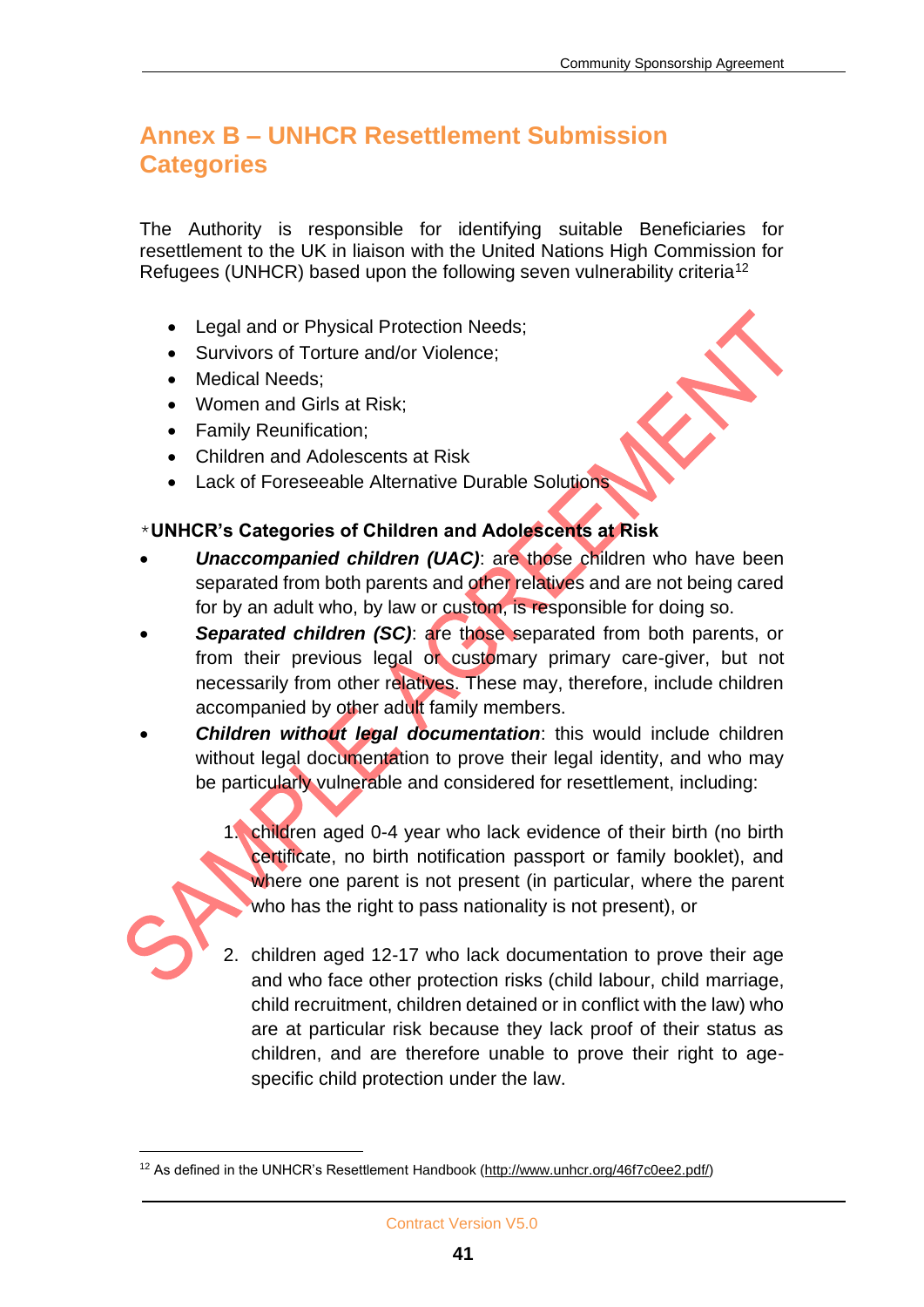## Annex B – UNHCR Resettlement Submission Categories

The Authority is responsible for identifying suitable Beneficiaries for resettlement to the UK in liaison with the United Nations High Commission for Refugees (UNHCR) based upon the following seven vulnerability criteria[12]

- Legal and or Physical Protection Needs;
- Survivors of Torture and/or Violence;
- Medical Needs;
- Women and Girls at Risk;
- Family Reunification;
- Children and Adolescents at Risk
- Lack of Foreseeable Alternative Durable Solutions

⋆**UNHCR's Categories of Children and Adolescents at Risk**

- ***Unaccompanied children (UAC)***: are those children who have been separated from both parents and other relatives and are not being cared for by an adult who, by law or custom, is responsible for doing so.
- ***Separated children (SC)***: are those separated from both parents, or from their previous legal or customary primary care-giver, but not necessarily from other relatives. These may, therefore, include children accompanied by other adult family members.
- ***Children without legal documentation***: this would include children without legal documentation to prove their legal identity, and who may be particularly vulnerable and considered for resettlement, including:

    1. children aged 0-4 year who lack evidence of their birth (no birth certificate, no birth notification passport or family booklet), and where one parent is not present (in particular, where the parent who has the right to pass nationality is not present), or

    2. children aged 12-17 who lack documentation to prove their age and who face other protection risks (child labour, child marriage, child recruitment, children detained or in conflict with the law) who are at particular risk because they lack proof of their status as children, and are therefore unable to prove their right to age-specific child protection under the law.

[12] As defined in the UNHCR's Resettlement Handbook (http://www.unhcr.org/46f7c0ee2.pdf/)

Contract Version V5.0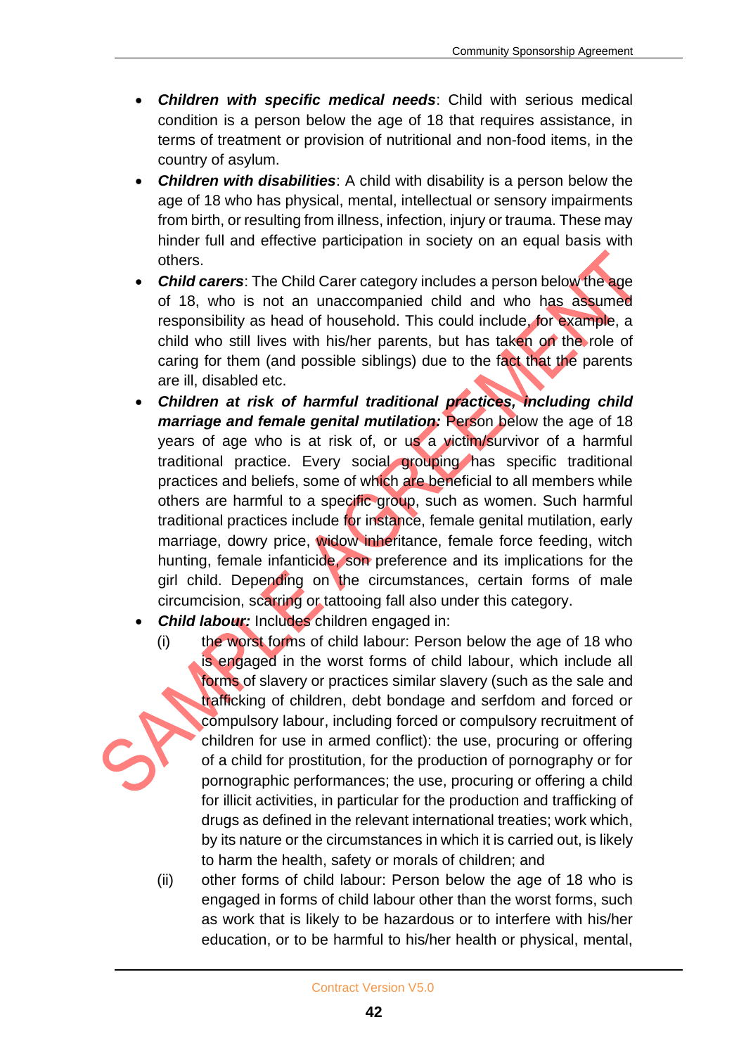- ***Children with specific medical needs***: Child with serious medical condition is a person below the age of 18 that requires assistance, in terms of treatment or provision of nutritional and non-food items, in the country of asylum.
- ***Children with disabilities***: A child with disability is a person below the age of 18 who has physical, mental, intellectual or sensory impairments from birth, or resulting from illness, infection, injury or trauma. These may hinder full and effective participation in society on an equal basis with others.
- ***Child carers***: The Child Carer category includes a person below the age of 18, who is not an unaccompanied child and who has assumed responsibility as head of household. This could include, for example, a child who still lives with his/her parents, but has taken on the role of caring for them (and possible siblings) due to the fact that the parents are ill, disabled etc.
- ***Children at risk of harmful traditional practices, including child marriage and female genital mutilation:*** Person below the age of 18 years of age who is at risk of, or us a victim/survivor of a harmful traditional practice. Every social grouping has specific traditional practices and beliefs, some of which are beneficial to all members while others are harmful to a specific group, such as women. Such harmful traditional practices include for instance, female genital mutilation, early marriage, dowry price, widow inheritance, female force feeding, witch hunting, female infanticide, son preference and its implications for the girl child. Depending on the circumstances, certain forms of male circumcision, scarring or tattooing fall also under this category.
- ***Child labour:*** Includes children engaged in:
  (i) the worst forms of child labour: Person below the age of 18 who is engaged in the worst forms of child labour, which include all forms of slavery or practices similar slavery (such as the sale and trafficking of children, debt bondage and serfdom and forced or compulsory labour, including forced or compulsory recruitment of children for use in armed conflict): the use, procuring or offering of a child for prostitution, for the production of pornography or for pornographic performances; the use, procuring or offering a child for illicit activities, in particular for the production and trafficking of drugs as defined in the relevant international treaties; work which, by its nature or the circumstances in which it is carried out, is likely to harm the health, safety or morals of children; and
  (ii) other forms of child labour: Person below the age of 18 who is engaged in forms of child labour other than the worst forms, such as work that is likely to be hazardous or to interfere with his/her education, or to be harmful to his/her health or physical, mental,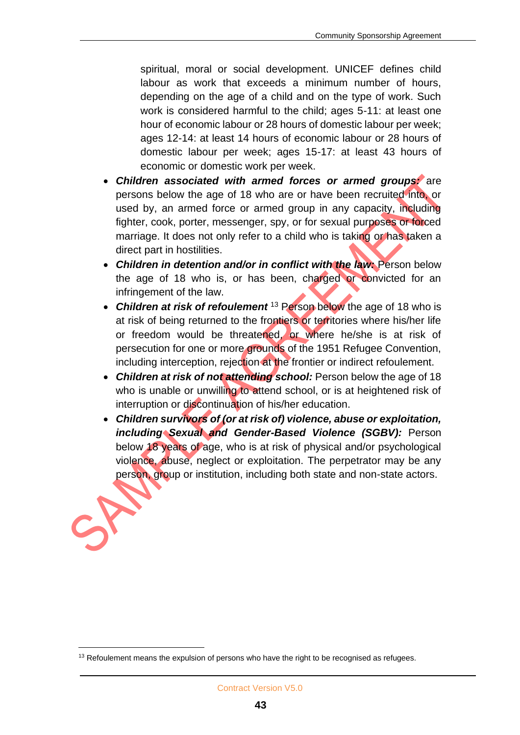spiritual, moral or social development. UNICEF defines child labour as work that exceeds a minimum number of hours, depending on the age of a child and on the type of work. Such work is considered harmful to the child; ages 5-11: at least one hour of economic labour or 28 hours of domestic labour per week; ages 12-14: at least 14 hours of economic labour or 28 hours of domestic labour per week; ages 15-17: at least 43 hours of economic or domestic work per week.

- ***Children associated with armed forces or armed groups:*** are persons below the age of 18 who are or have been recruited into, or used by, an armed force or armed group in any capacity, including fighter, cook, porter, messenger, spy, or for sexual purposes or forced marriage. It does not only refer to a child who is taking or has taken a direct part in hostilities.
- ***Children in detention and/or in conflict with the law:*** Person below the age of 18 who is, or has been, charged or convicted for an infringement of the law.
- ***Children at risk of refoulement*** [13] Person below the age of 18 who is at risk of being returned to the frontiers or territories where his/her life or freedom would be threatened, or where he/she is at risk of persecution for one or more grounds of the 1951 Refugee Convention, including interception, rejection at the frontier or indirect refoulement.
- ***Children at risk of not attending school:*** Person below the age of 18 who is unable or unwilling to attend school, or is at heightened risk of interruption or discontinuation of his/her education.
- ***Children survivors of (or at risk of) violence, abuse or exploitation, including Sexual and Gender-Based Violence (SGBV):*** Person below 18 years of age, who is at risk of physical and/or psychological violence, abuse, neglect or exploitation. The perpetrator may be any person, group or institution, including both state and non-state actors.

[13] Refoulement means the expulsion of persons who have the right to be recognised as refugees.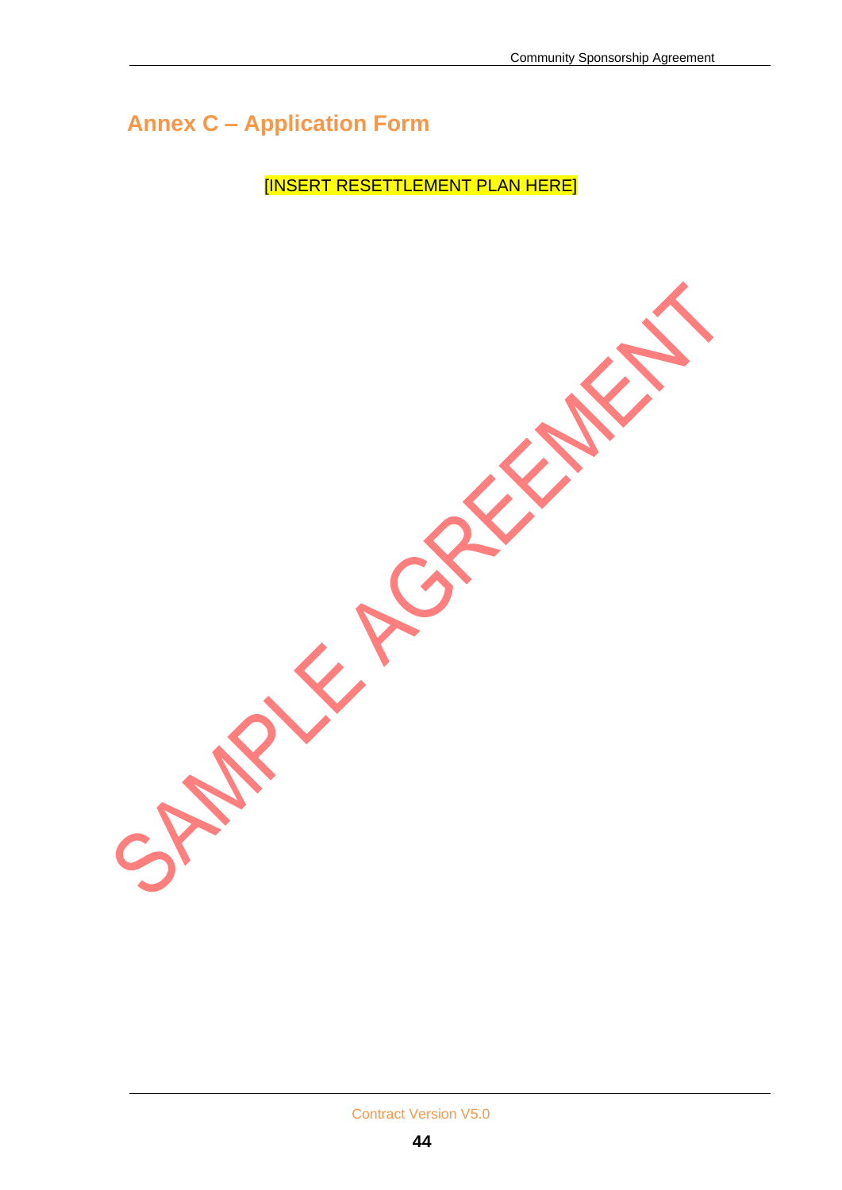## Annex C – Application Form

[INSERT RESETTLEMENT PLAN HERE]

SAMPLE AGREEMENT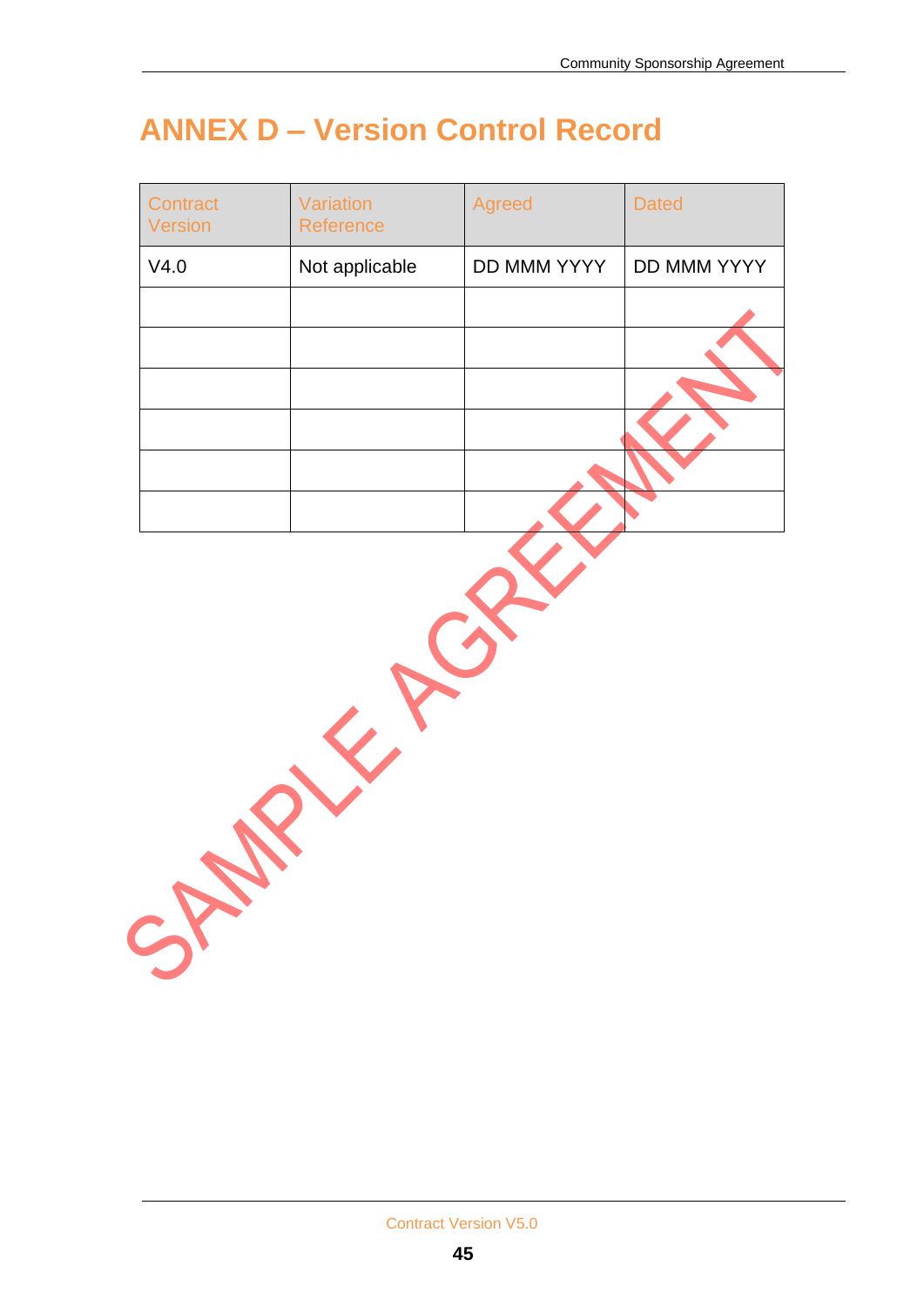# ANNEX D – Version Control Record

| Contract Version | Variation Reference | Agreed | Dated |
|---|---|---|---|
| V4.0 | Not applicable | DD MMM YYYY | DD MMM YYYY |
| | | | |
| | | | |
| | | | |
| | | | |
| | | | |
| | | | |

SAMPLE AGREEMENT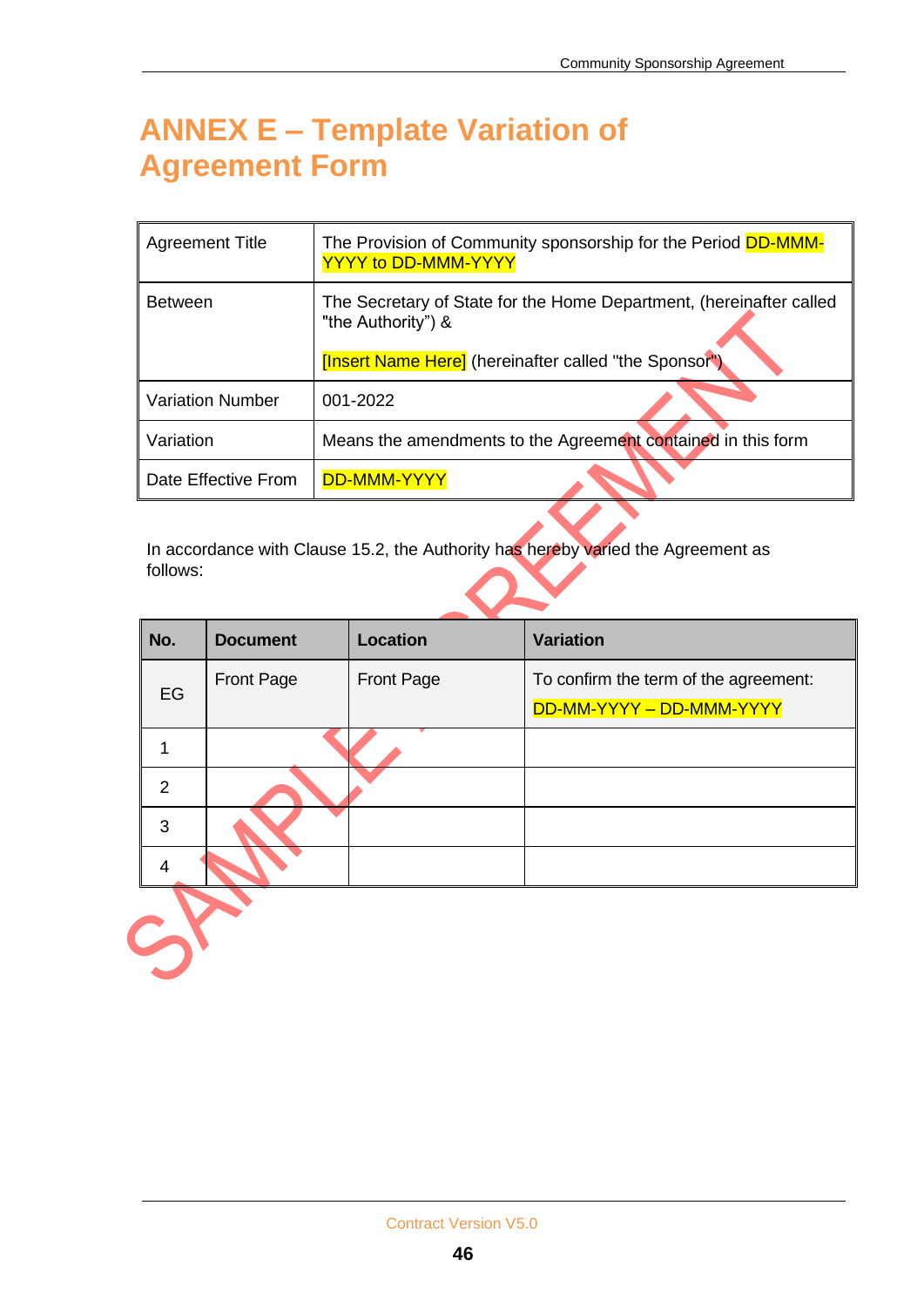# ANNEX E – Template Variation of Agreement Form

| Agreement Title | The Provision of Community sponsorship for the Period DD-MMM-YYYY to DD-MMM-YYYY |
|---|---|
| Between | The Secretary of State for the Home Department, (hereinafter called "the Authority") &<br><br>[Insert Name Here] (hereinafter called "the Sponsor") |
| Variation Number | 001-2022 |
| Variation | Means the amendments to the Agreement contained in this form |
| Date Effective From | DD-MMM-YYYY |

In accordance with Clause 15.2, the Authority has hereby varied the Agreement as follows:

| No. | Document | Location | Variation |
|---|---|---|---|
| EG | Front Page | Front Page | To confirm the term of the agreement:<br>DD-MM-YYYY – DD-MMM-YYYY |
| 1 | | | |
| 2 | | | |
| 3 | | | |
| 4 | | | |

SAMPLE AGREEMENT

Contract Version V5.0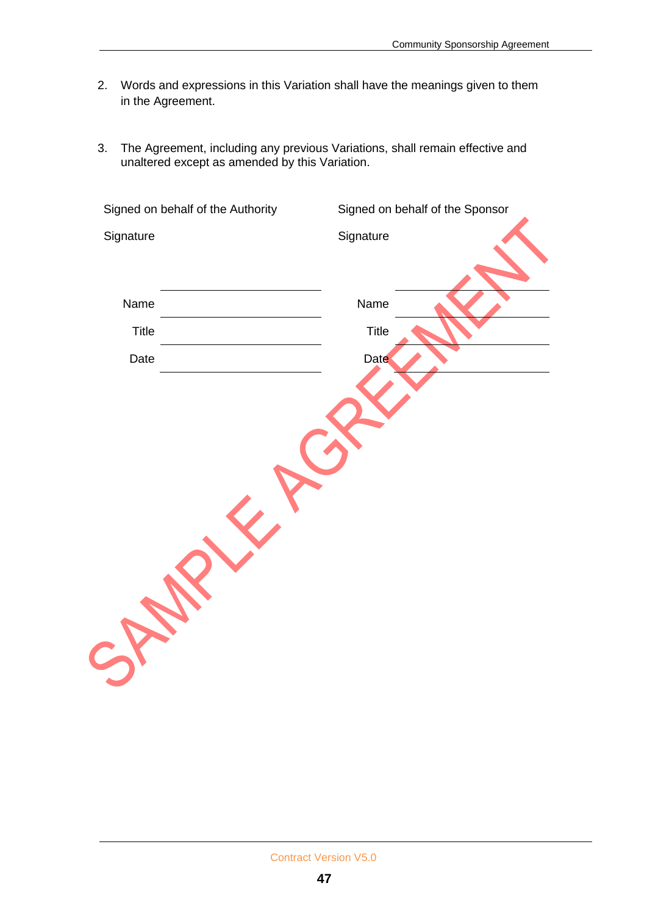2. Words and expressions in this Variation shall have the meanings given to them in the Agreement.

3. The Agreement, including any previous Variations, shall remain effective and unaltered except as amended by this Variation.

| Signed on behalf of the Authority | | Signed on behalf of the Sponsor | |
|---|---|---|---|
| Signature | | Signature | |
| Name | | Name | |
| Title | | Title | |
| Date | | Date | |

SAMPLE AGREEMENT

Contract Version V5.0